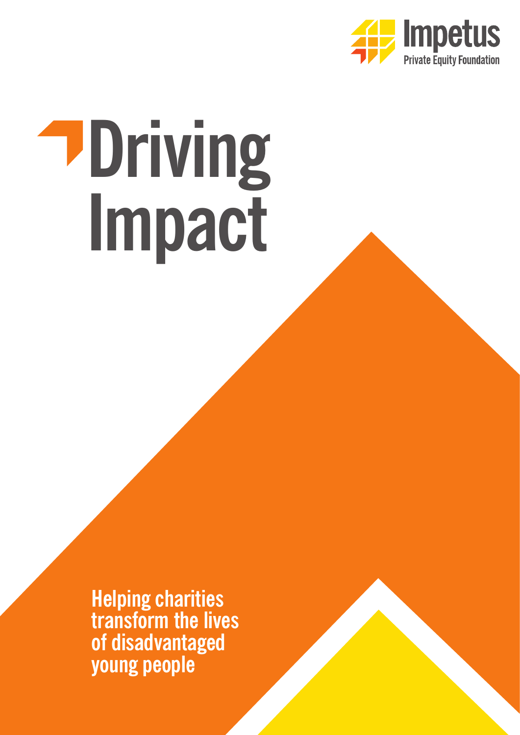Impetus
Private Equity Foundation

# Driving Impact

Helping charities transform the lives of disadvantaged young people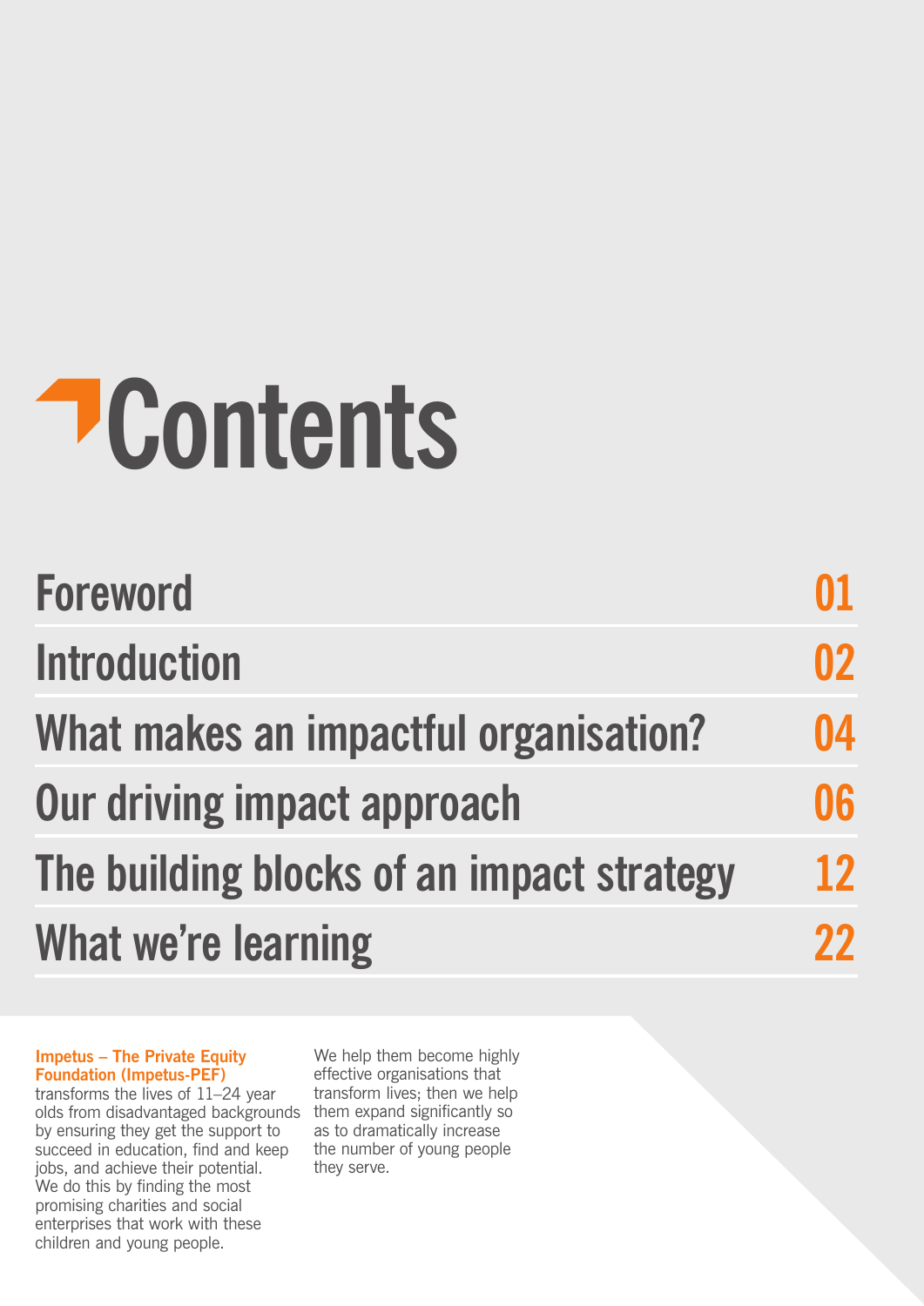# Contents

| | |
|---|---|
| Foreword | 01 |
| Introduction | 02 |
| What makes an impactful organisation? | 04 |
| Our driving impact approach | 06 |
| The building blocks of an impact strategy | 12 |
| What we're learning | 22 |

**Impetus – The Private Equity Foundation (Impetus-PEF)** transforms the lives of 11–24 year olds from disadvantaged backgrounds by ensuring they get the support to succeed in education, find and keep jobs, and achieve their potential. We do this by finding the most promising charities and social enterprises that work with these children and young people. We help them become highly effective organisations that transform lives; then we help them expand significantly so as to dramatically increase the number of young people they serve.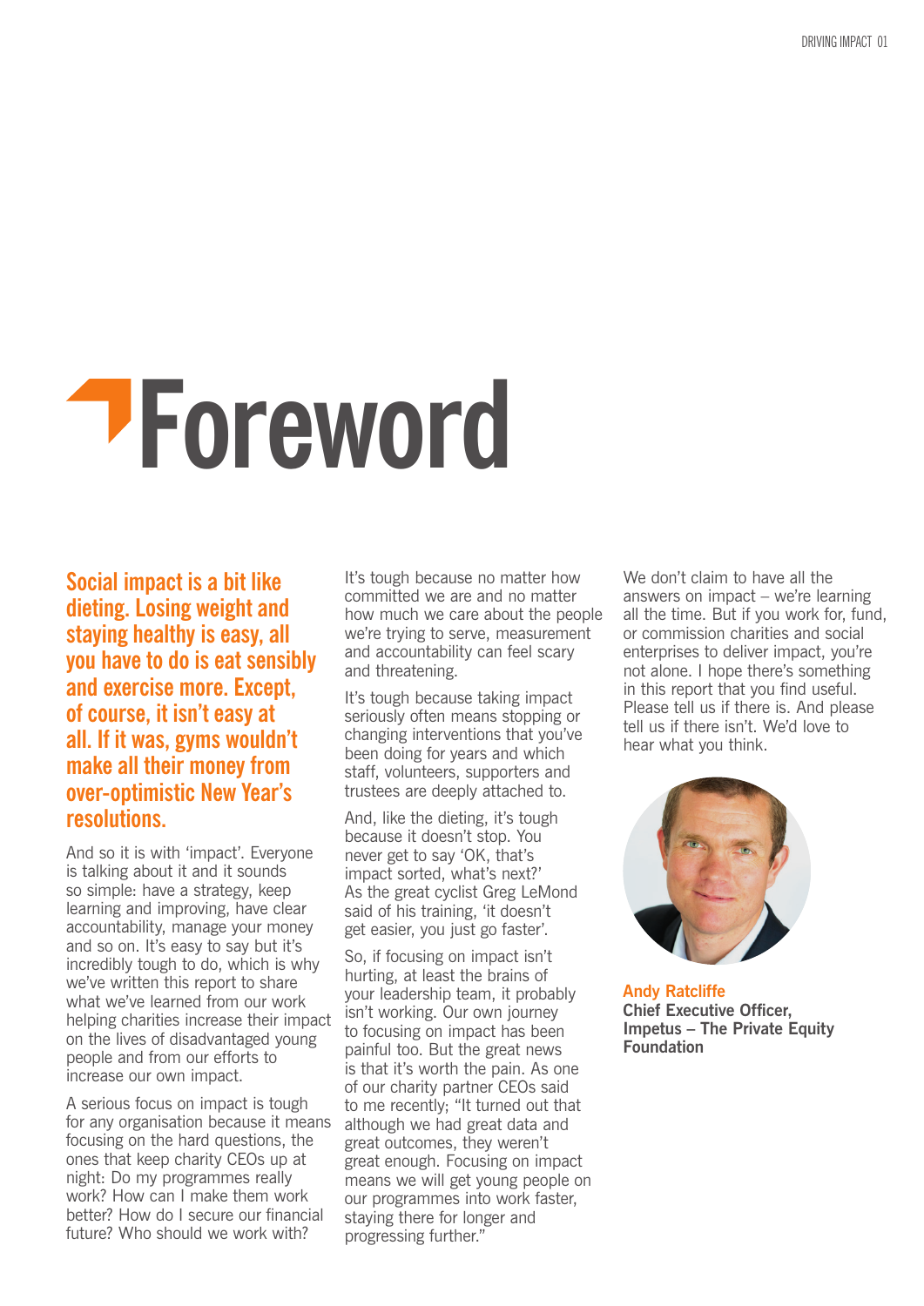# Foreword

**Social impact is a bit like dieting. Losing weight and staying healthy is easy, all you have to do is eat sensibly and exercise more. Except, of course, it isn't easy at all. If it was, gyms wouldn't make all their money from over-optimistic New Year's resolutions.**

And so it is with 'impact'. Everyone is talking about it and it sounds so simple: have a strategy, keep learning and improving, have clear accountability, manage your money and so on. It's easy to say but it's incredibly tough to do, which is why we've written this report to share what we've learned from our work helping charities increase their impact on the lives of disadvantaged young people and from our efforts to increase our own impact.

A serious focus on impact is tough for any organisation because it means focusing on the hard questions, the ones that keep charity CEOs up at night: Do my programmes really work? How can I make them work better? How do I secure our financial future? Who should we work with?

It's tough because no matter how committed we are and no matter how much we care about the people we're trying to serve, measurement and accountability can feel scary and threatening.

It's tough because taking impact seriously often means stopping or changing interventions that you've been doing for years and which staff, volunteers, supporters and trustees are deeply attached to.

And, like the dieting, it's tough because it doesn't stop. You never get to say 'OK, that's impact sorted, what's next?' As the great cyclist Greg LeMond said of his training, 'it doesn't get easier, you just go faster'.

So, if focusing on impact isn't hurting, at least the brains of your leadership team, it probably isn't working. Our own journey to focusing on impact has been painful too. But the great news is that it's worth the pain. As one of our charity partner CEOs said to me recently; "It turned out that although we had great data and great outcomes, they weren't great enough. Focusing on impact means we will get young people on our programmes into work faster, staying there for longer and progressing further."

We don't claim to have all the answers on impact – we're learning all the time. But if you work for, fund, or commission charities and social enterprises to deliver impact, you're not alone. I hope there's something in this report that you find useful. Please tell us if there is. And please tell us if there isn't. We'd love to hear what you think.

**Andy Ratcliffe**
**Chief Executive Officer,**
**Impetus – The Private Equity Foundation**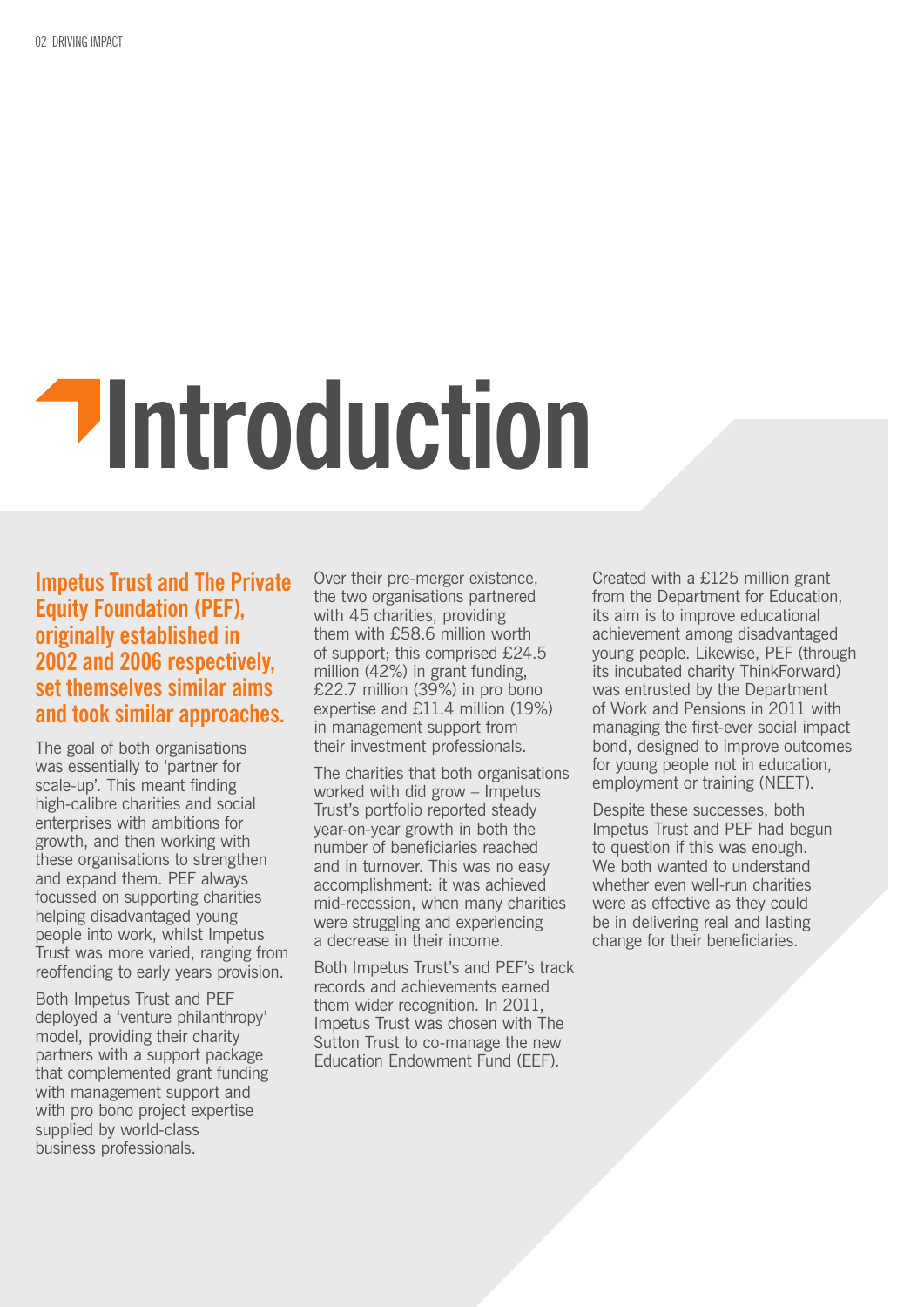# Introduction

**Impetus Trust and The Private Equity Foundation (PEF), originally established in 2002 and 2006 respectively, set themselves similar aims and took similar approaches.**

The goal of both organisations was essentially to 'partner for scale-up'. This meant finding high-calibre charities and social enterprises with ambitions for growth, and then working with these organisations to strengthen and expand them. PEF always focussed on supporting charities helping disadvantaged young people into work, whilst Impetus Trust was more varied, ranging from reoffending to early years provision.

Both Impetus Trust and PEF deployed a 'venture philanthropy' model, providing their charity partners with a support package that complemented grant funding with management support and with pro bono project expertise supplied by world-class business professionals.

Over their pre-merger existence, the two organisations partnered with 45 charities, providing them with £58.6 million worth of support; this comprised £24.5 million (42%) in grant funding, £22.7 million (39%) in pro bono expertise and £11.4 million (19%) in management support from their investment professionals.

The charities that both organisations worked with did grow – Impetus Trust's portfolio reported steady year-on-year growth in both the number of beneficiaries reached and in turnover. This was no easy accomplishment: it was achieved mid-recession, when many charities were struggling and experiencing a decrease in their income.

Both Impetus Trust's and PEF's track records and achievements earned them wider recognition. In 2011, Impetus Trust was chosen with The Sutton Trust to co-manage the new Education Endowment Fund (EEF).

Created with a £125 million grant from the Department for Education, its aim is to improve educational achievement among disadvantaged young people. Likewise, PEF (through its incubated charity ThinkForward) was entrusted by the Department of Work and Pensions in 2011 with managing the first-ever social impact bond, designed to improve outcomes for young people not in education, employment or training (NEET).

Despite these successes, both Impetus Trust and PEF had begun to question if this was enough. We both wanted to understand whether even well-run charities were as effective as they could be in delivering real and lasting change for their beneficiaries.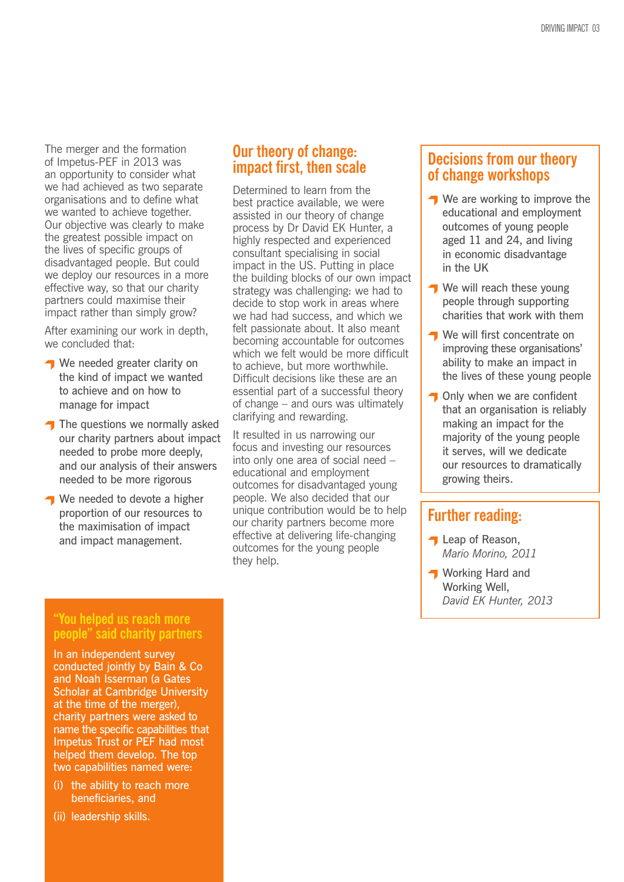The merger and the formation of Impetus-PEF in 2013 was an opportunity to consider what we had achieved as two separate organisations and to define what we wanted to achieve together. Our objective was clearly to make the greatest possible impact on the lives of specific groups of disadvantaged people. But could we deploy our resources in a more effective way, so that our charity partners could maximise their impact rather than simply grow?

After examining our work in depth, we concluded that:

- We needed greater clarity on the kind of impact we wanted to achieve and on how to manage for impact
- The questions we normally asked our charity partners about impact needed to probe more deeply, and our analysis of their answers needed to be more rigorous
- We needed to devote a higher proportion of our resources to the maximisation of impact and impact management.

## "You helped us reach more people" said charity partners

In an independent survey conducted jointly by Bain & Co and Noah Isserman (a Gates Scholar at Cambridge University at the time of the merger), charity partners were asked to name the specific capabilities that Impetus Trust or PEF had most helped them develop. The top two capabilities named were:

(i) the ability to reach more beneficiaries, and

(ii) leadership skills.

## Our theory of change: impact first, then scale

Determined to learn from the best practice available, we were assisted in our theory of change process by Dr David EK Hunter, a highly respected and experienced consultant specialising in social impact in the US. Putting in place the building blocks of our own impact strategy was challenging: we had to decide to stop work in areas where we had had success, and which we felt passionate about. It also meant becoming accountable for outcomes which we felt would be more difficult to achieve, but more worthwhile. Difficult decisions like these are an essential part of a successful theory of change – and ours was ultimately clarifying and rewarding.

It resulted in us narrowing our focus and investing our resources into only one area of social need – educational and employment outcomes for disadvantaged young people. We also decided that our unique contribution would be to help our charity partners become more effective at delivering life-changing outcomes for the young people they help.

## Decisions from our theory of change workshops

- We are working to improve the educational and employment outcomes of young people aged 11 and 24, and living in economic disadvantage in the UK
- We will reach these young people through supporting charities that work with them
- We will first concentrate on improving these organisations' ability to make an impact in the lives of these young people
- Only when we are confident that an organisation is reliably making an impact for the majority of the young people it serves, will we dedicate our resources to dramatically growing theirs.

## Further reading:

- Leap of Reason, *Mario Morino, 2011*
- Working Hard and Working Well, *David EK Hunter, 2013*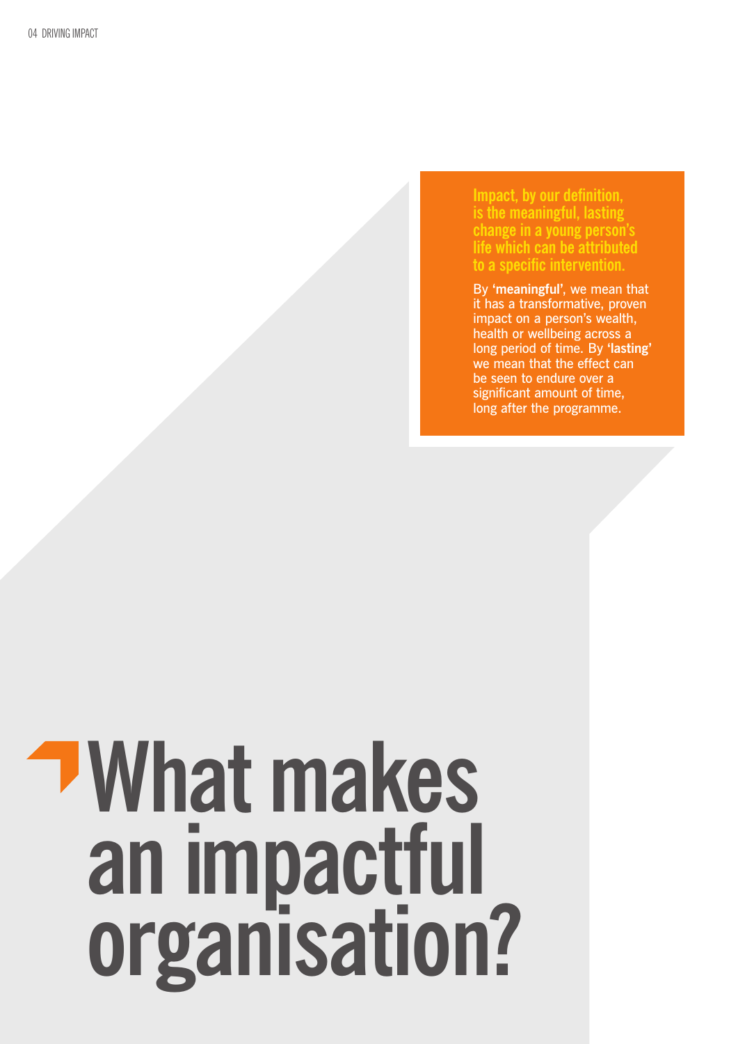**Impact, by our definition, is the meaningful, lasting change in a young person's life which can be attributed to a specific intervention.**

By **'meaningful'**, we mean that it has a transformative, proven impact on a person's wealth, health or wellbeing across a long period of time. By **'lasting'** we mean that the effect can be seen to endure over a significant amount of time, long after the programme.

# What makes an impactful organisation?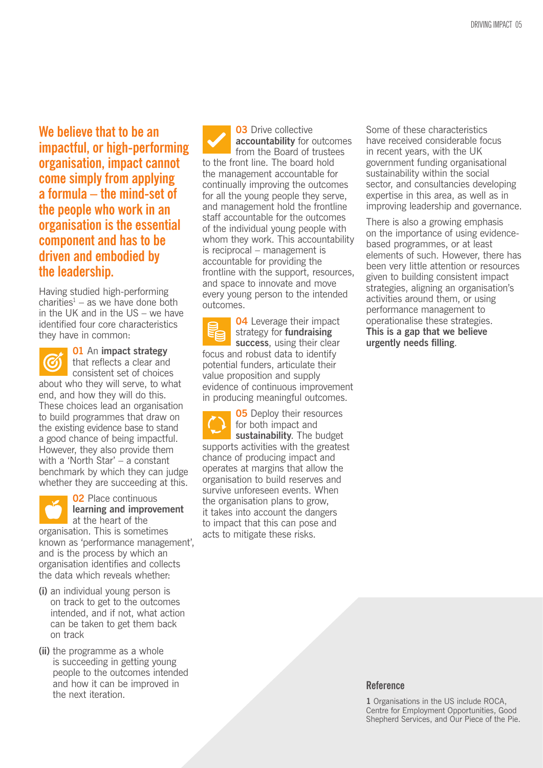**We believe that to be an impactful, or high-performing organisation, impact cannot come simply from applying a formula – the mind-set of the people who work in an organisation is the essential component and has to be driven and embodied by the leadership.**

Having studied high-performing charities[1] – as we have done both in the UK and in the US – we have identified four core characteristics they have in common:

**01** An **impact strategy** that reflects a clear and consistent set of choices about who they will serve, to what end, and how they will do this. These choices lead an organisation to build programmes that draw on the existing evidence base to stand a good chance of being impactful. However, they also provide them with a 'North Star' – a constant benchmark by which they can judge whether they are succeeding at this.

**02** Place continuous **learning and improvement** at the heart of the organisation. This is sometimes known as 'performance management', and is the process by which an organisation identifies and collects the data which reveals whether:

**(i)** an individual young person is on track to get to the outcomes intended, and if not, what action can be taken to get them back on track

**(ii)** the programme as a whole is succeeding in getting young people to the outcomes intended and how it can be improved in the next iteration.

**03** Drive collective **accountability** for outcomes from the Board of trustees to the front line. The board hold the management accountable for continually improving the outcomes for all the young people they serve, and management hold the frontline staff accountable for the outcomes of the individual young people with whom they work. This accountability is reciprocal – management is accountable for providing the frontline with the support, resources, and space to innovate and move every young person to the intended outcomes.

**04** Leverage their impact strategy for **fundraising success**, using their clear focus and robust data to identify potential funders, articulate their value proposition and supply evidence of continuous improvement in producing meaningful outcomes.

**05** Deploy their resources for both impact and **sustainability**. The budget supports activities with the greatest chance of producing impact and operates at margins that allow the organisation to build reserves and survive unforeseen events. When the organisation plans to grow, it takes into account the dangers to impact that this can pose and acts to mitigate these risks.

Some of these characteristics have received considerable focus in recent years, with the UK government funding organisational sustainability within the social sector, and consultancies developing expertise in this area, as well as in improving leadership and governance.

There is also a growing emphasis on the importance of using evidence-based programmes, or at least elements of such. However, there has been very little attention or resources given to building consistent impact strategies, aligning an organisation's activities around them, or using performance management to operationalise these strategies. **This is a gap that we believe urgently needs filling**.

### Reference

**1** Organisations in the US include ROCA, Centre for Employment Opportunities, Good Shepherd Services, and Our Piece of the Pie.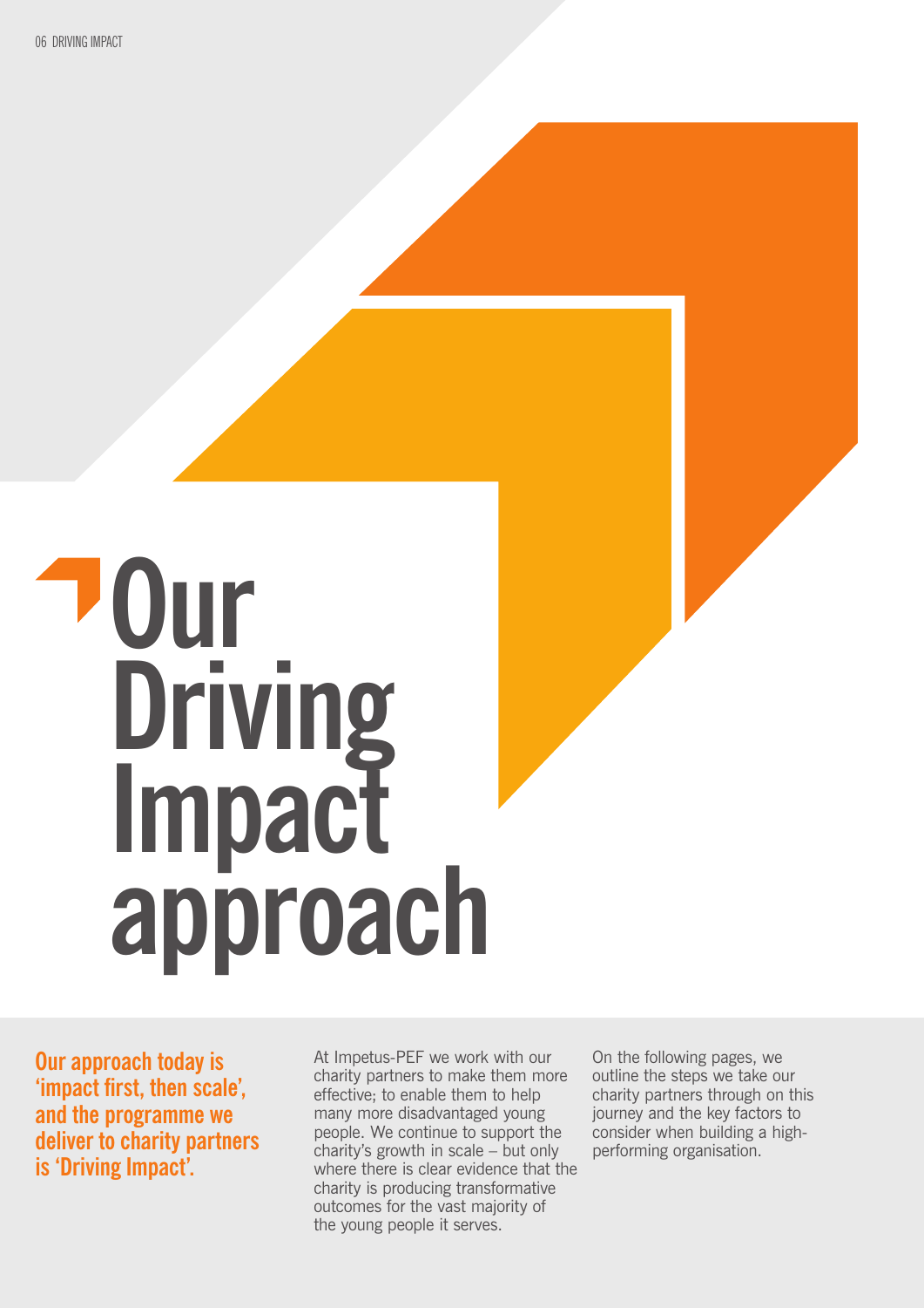# Our Driving Impact approach

**Our approach today is 'impact first, then scale', and the programme we deliver to charity partners is 'Driving Impact'.**

At Impetus-PEF we work with our charity partners to make them more effective; to enable them to help many more disadvantaged young people. We continue to support the charity's growth in scale – but only where there is clear evidence that the charity is producing transformative outcomes for the vast majority of the young people it serves.

On the following pages, we outline the steps we take our charity partners through on this journey and the key factors to consider when building a high-performing organisation.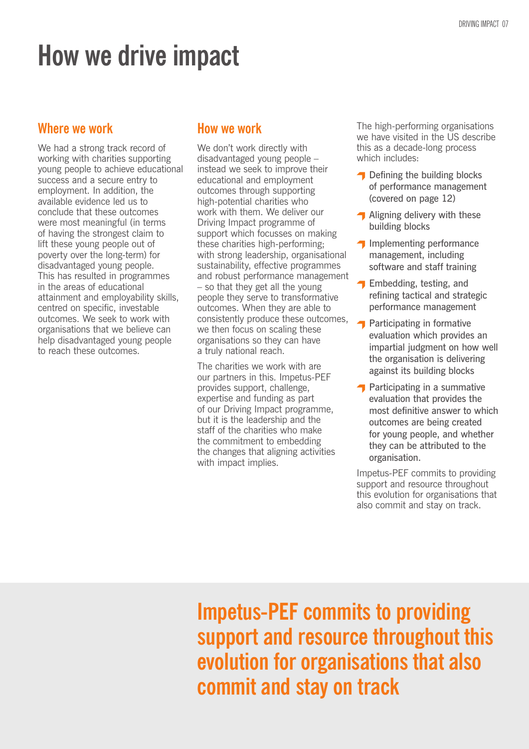# How we drive impact

## Where we work

We had a strong track record of working with charities supporting young people to achieve educational success and a secure entry to employment. In addition, the available evidence led us to conclude that these outcomes were most meaningful (in terms of having the strongest claim to lift these young people out of poverty over the long-term) for disadvantaged young people. This has resulted in programmes in the areas of educational attainment and employability skills, centred on specific, investable outcomes. We seek to work with organisations that we believe can help disadvantaged young people to reach these outcomes.

## How we work

We don't work directly with disadvantaged young people – instead we seek to improve their educational and employment outcomes through supporting high-potential charities who work with them. We deliver our Driving Impact programme of support which focusses on making these charities high-performing; with strong leadership, organisational sustainability, effective programmes and robust performance management – so that they get all the young people they serve to transformative outcomes. When they are able to consistently produce these outcomes, we then focus on scaling these organisations so they can have a truly national reach.

The charities we work with are our partners in this. Impetus-PEF provides support, challenge, expertise and funding as part of our Driving Impact programme, but it is the leadership and the staff of the charities who make the commitment to embedding the changes that aligning activities with impact implies.

The high-performing organisations we have visited in the US describe this as a decade-long process which includes:

- Defining the building blocks of performance management (covered on page 12)
- Aligning delivery with these building blocks
- Implementing performance management, including software and staff training
- Embedding, testing, and refining tactical and strategic performance management
- Participating in formative evaluation which provides an impartial judgment on how well the organisation is delivering against its building blocks
- Participating in a summative evaluation that provides the most definitive answer to which outcomes are being created for young people, and whether they can be attributed to the organisation.

Impetus-PEF commits to providing support and resource throughout this evolution for organisations that also commit and stay on track.

**Impetus-PEF commits to providing support and resource throughout this evolution for organisations that also commit and stay on track**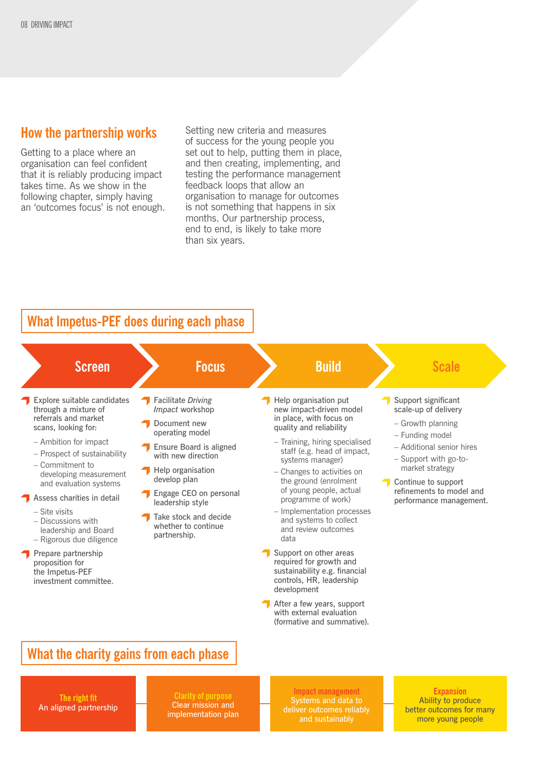## How the partnership works

Getting to a place where an organisation can feel confident that it is reliably producing impact takes time. As we show in the following chapter, simply having an 'outcomes focus' is not enough.

Setting new criteria and measures of success for the young people you set out to help, putting them in place, and then creating, implementing, and testing the performance management feedback loops that allow an organisation to manage for outcomes is not something that happens in six months. Our partnership process, end to end, is likely to take more than six years.

## What Impetus-PEF does during each phase

### Screen

- Explore suitable candidates through a mixture of referrals and market scans, looking for:
  - Ambition for impact
  - Prospect of sustainability
  - Commitment to developing measurement and evaluation systems
- Assess charities in detail
  - Site visits
  - Discussions with leadership and Board
  - Rigorous due diligence
- Prepare partnership proposition for the Impetus-PEF investment committee.

### Focus

- Facilitate *Driving Impact* workshop
- Document new operating model
- Ensure Board is aligned with new direction
- Help organisation develop plan
- Engage CEO on personal leadership style
- Take stock and decide whether to continue partnership.

### Build

- Help organisation put new impact-driven model in place, with focus on quality and reliability
  - Training, hiring specialised staff (e.g. head of impact, systems manager)
  - Changes to activities on the ground (enrolment of young people, actual programme of work)
  - Implementation processes and systems to collect and review outcomes data
- Support on other areas required for growth and sustainability e.g. financial controls, HR, leadership development
- After a few years, support with external evaluation (formative and summative).

### Scale

- Support significant scale-up of delivery
  - Growth planning
  - Funding model
  - Additional senior hires
  - Support with go-to-market strategy
- Continue to support refinements to model and performance management.

## What the charity gains from each phase

| Screen | Focus | Build | Scale |
|---|---|---|---|
| **The right fit** An aligned partnership | **Clarity of purpose** Clear mission and implementation plan | **Impact management** Systems and data to deliver outcomes reliably and sustainably | **Expansion** Ability to produce better outcomes for many more young people |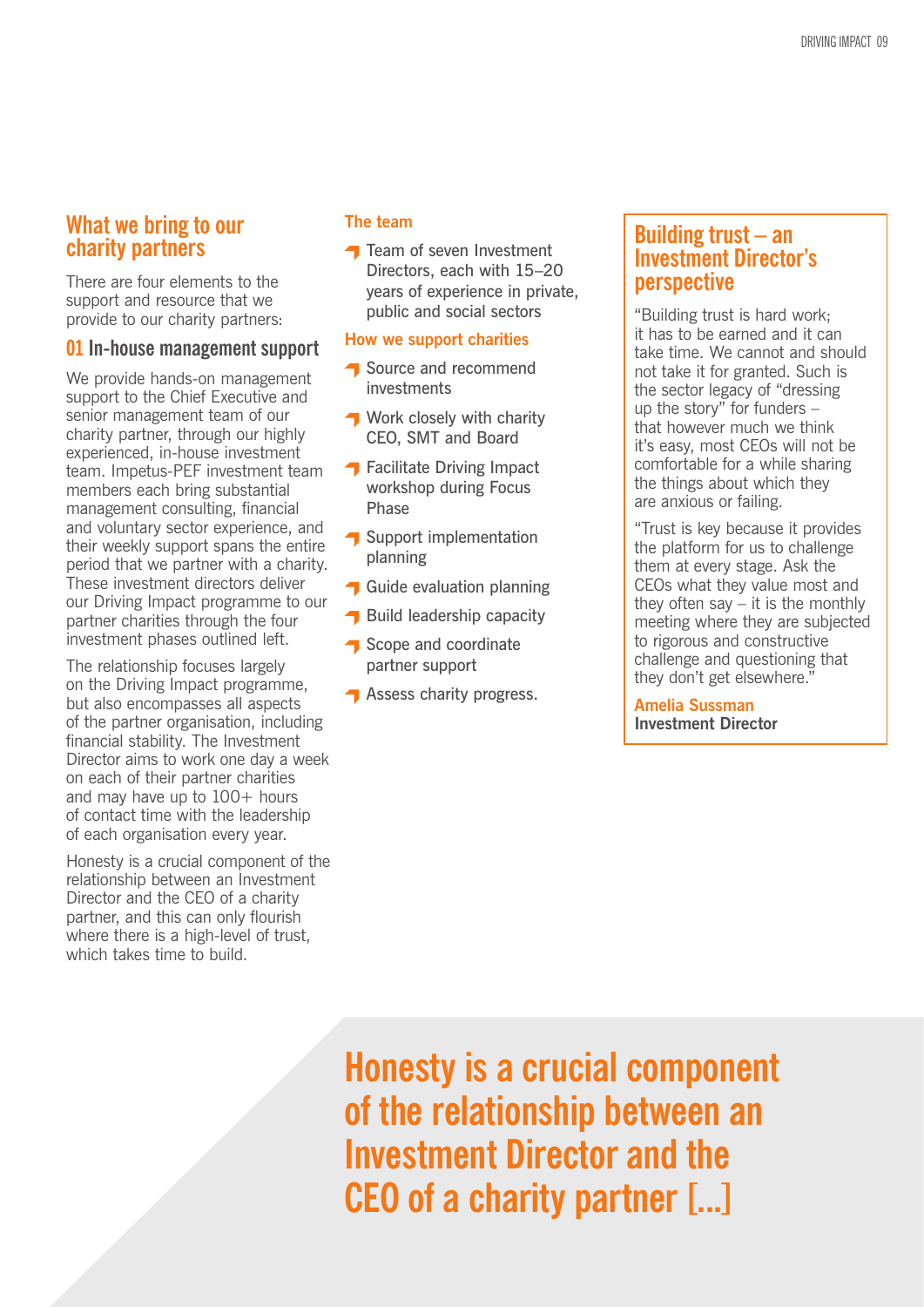## What we bring to our charity partners

There are four elements to the support and resource that we provide to our charity partners:

### 01 In-house management support

We provide hands-on management support to the Chief Executive and senior management team of our charity partner, through our highly experienced, in-house investment team. Impetus-PEF investment team members each bring substantial management consulting, financial and voluntary sector experience, and their weekly support spans the entire period that we partner with a charity. These investment directors deliver our Driving Impact programme to our partner charities through the four investment phases outlined left.

The relationship focuses largely on the Driving Impact programme, but also encompasses all aspects of the partner organisation, including financial stability. The Investment Director aims to work one day a week on each of their partner charities and may have up to 100+ hours of contact time with the leadership of each organisation every year.

Honesty is a crucial component of the relationship between an Investment Director and the CEO of a charity partner, and this can only flourish where there is a high-level of trust, which takes time to build.

#### The team

- Team of seven Investment Directors, each with 15–20 years of experience in private, public and social sectors

#### How we support charities

- Source and recommend investments
- Work closely with charity CEO, SMT and Board
- Facilitate Driving Impact workshop during Focus Phase
- Support implementation planning
- Guide evaluation planning
- Build leadership capacity
- Scope and coordinate partner support
- Assess charity progress.

### Building trust – an Investment Director's perspective

"Building trust is hard work; it has to be earned and it can take time. We cannot and should not take it for granted. Such is the sector legacy of "dressing up the story" for funders – that however much we think it's easy, most CEOs will not be comfortable for a while sharing the things about which they are anxious or failing.

"Trust is key because it provides the platform for us to challenge them at every stage. Ask the CEOs what they value most and they often say – it is the monthly meeting where they are subjected to rigorous and constructive challenge and questioning that they don't get elsewhere."

**Amelia Sussman**
**Investment Director**

**Honesty is a crucial component of the relationship between an Investment Director and the CEO of a charity partner [...]**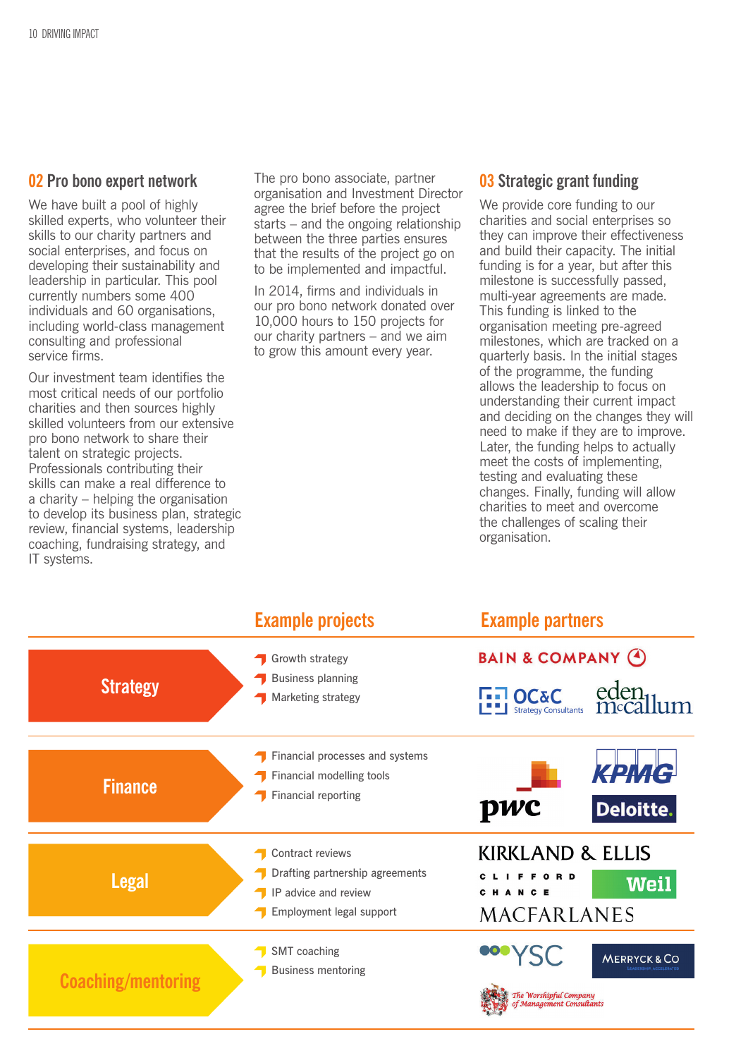## 02 Pro bono expert network

We have built a pool of highly skilled experts, who volunteer their skills to our charity partners and social enterprises, and focus on developing their sustainability and leadership in particular. This pool currently numbers some 400 individuals and 60 organisations, including world-class management consulting and professional service firms.

Our investment team identifies the most critical needs of our portfolio charities and then sources highly skilled volunteers from our extensive pro bono network to share their talent on strategic projects. Professionals contributing their skills can make a real difference to a charity – helping the organisation to develop its business plan, strategic review, financial systems, leadership coaching, fundraising strategy, and IT systems.

The pro bono associate, partner organisation and Investment Director agree the brief before the project starts – and the ongoing relationship between the three parties ensures that the results of the project go on to be implemented and impactful.

In 2014, firms and individuals in our pro bono network donated over 10,000 hours to 150 projects for our charity partners – and we aim to grow this amount every year.

## 03 Strategic grant funding

We provide core funding to our charities and social enterprises so they can improve their effectiveness and build their capacity. The initial funding is for a year, but after this milestone is successfully passed, multi-year agreements are made. This funding is linked to the organisation meeting pre-agreed milestones, which are tracked on a quarterly basis. In the initial stages of the programme, the funding allows the leadership to focus on understanding their current impact and deciding on the changes they will need to make if they are to improve. Later, the funding helps to actually meet the costs of implementing, testing and evaluating these changes. Finally, funding will allow charities to meet and overcome the challenges of scaling their organisation.

| | Example projects | Example partners |
|---|---|---|
| Strategy | Growth strategy; Business planning; Marketing strategy | Bain & Company; OC&C Strategy Consultants; Eden McCallum |
| Finance | Financial processes and systems; Financial modelling tools; Financial reporting | PwC; KPMG; Deloitte |
| Legal | Contract reviews; Drafting partnership agreements; IP advice and review; Employment legal support | Kirkland & Ellis; Clifford Chance; Weil; Macfarlanes |
| Coaching/mentoring | SMT coaching; Business mentoring | YSC; Merryck & Co; The Worshipful Company of Management Consultants |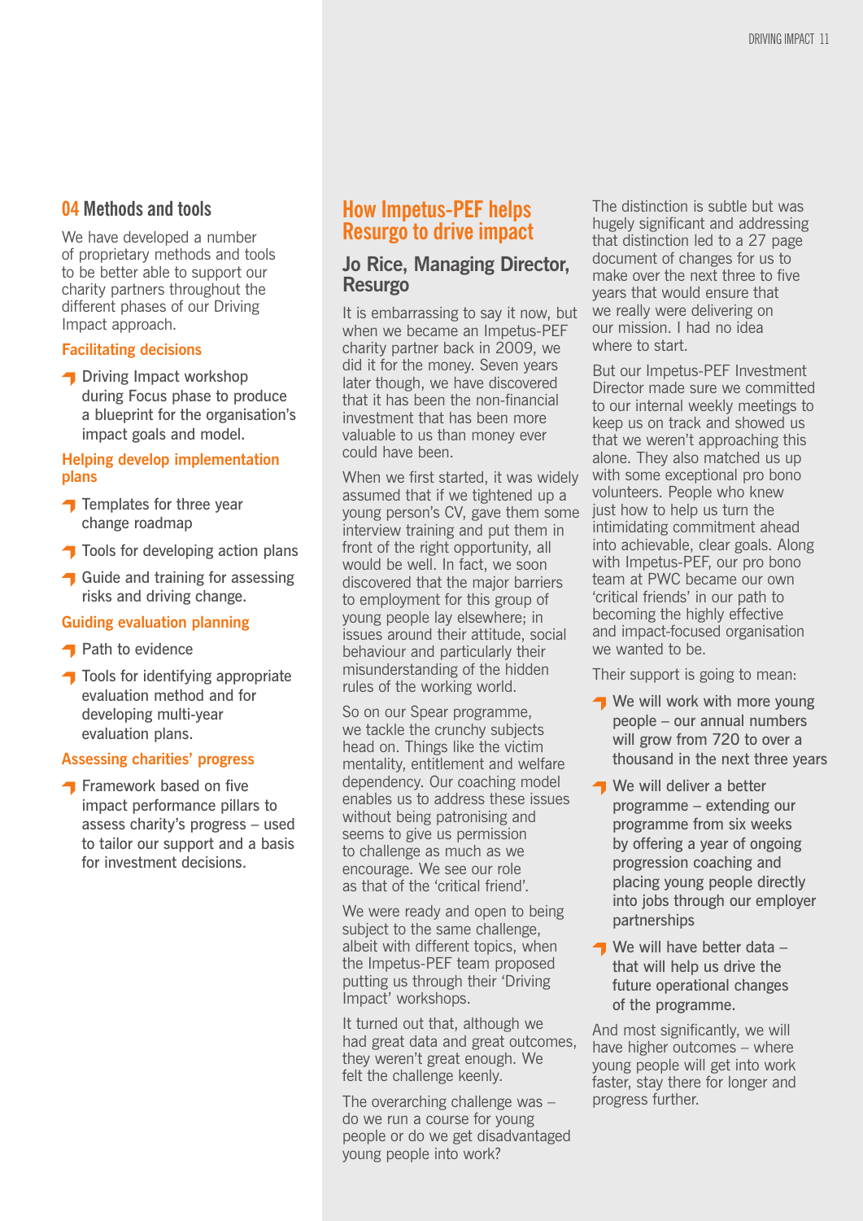## 04 Methods and tools

We have developed a number of proprietary methods and tools to be better able to support our charity partners throughout the different phases of our Driving Impact approach.

### Facilitating decisions

- Driving Impact workshop during Focus phase to produce a blueprint for the organisation's impact goals and model.

### Helping develop implementation plans

- Templates for three year change roadmap
- Tools for developing action plans
- Guide and training for assessing risks and driving change.

### Guiding evaluation planning

- Path to evidence
- Tools for identifying appropriate evaluation method and for developing multi-year evaluation plans.

### Assessing charities' progress

- Framework based on five impact performance pillars to assess charity's progress – used to tailor our support and a basis for investment decisions.

## How Impetus-PEF helps Resurgo to drive impact

### Jo Rice, Managing Director, Resurgo

It is embarrassing to say it now, but when we became an Impetus-PEF charity partner back in 2009, we did it for the money. Seven years later though, we have discovered that it has been the non-financial investment that has been more valuable to us than money ever could have been.

When we first started, it was widely assumed that if we tightened up a young person's CV, gave them some interview training and put them in front of the right opportunity, all would be well. In fact, we soon discovered that the major barriers to employment for this group of young people lay elsewhere; in issues around their attitude, social behaviour and particularly their misunderstanding of the hidden rules of the working world.

So on our Spear programme, we tackle the crunchy subjects head on. Things like the victim mentality, entitlement and welfare dependency. Our coaching model enables us to address these issues without being patronising and seems to give us permission to challenge as much as we encourage. We see our role as that of the 'critical friend'.

We were ready and open to being subject to the same challenge, albeit with different topics, when the Impetus-PEF team proposed putting us through their 'Driving Impact' workshops.

It turned out that, although we had great data and great outcomes, they weren't great enough. We felt the challenge keenly.

The overarching challenge was – do we run a course for young people or do we get disadvantaged young people into work?

The distinction is subtle but was hugely significant and addressing that distinction led to a 27 page document of changes for us to make over the next three to five years that would ensure that we really were delivering on our mission. I had no idea where to start.

But our Impetus-PEF Investment Director made sure we committed to our internal weekly meetings to keep us on track and showed us that we weren't approaching this alone. They also matched us up with some exceptional pro bono volunteers. People who knew just how to help us turn the intimidating commitment ahead into achievable, clear goals. Along with Impetus-PEF, our pro bono team at PWC became our own 'critical friends' in our path to becoming the highly effective and impact-focused organisation we wanted to be.

Their support is going to mean:

- We will work with more young people – our annual numbers will grow from 720 to over a thousand in the next three years
- We will deliver a better programme – extending our programme from six weeks by offering a year of ongoing progression coaching and placing young people directly into jobs through our employer partnerships
- We will have better data – that will help us drive the future operational changes of the programme.

And most significantly, we will have higher outcomes – where young people will get into work faster, stay there for longer and progress further.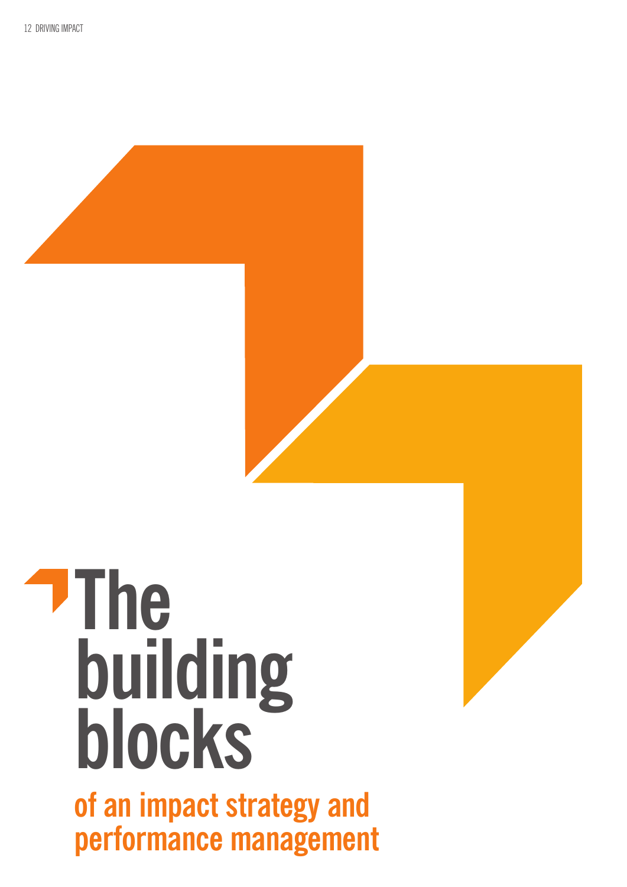# The building blocks

## of an impact strategy and performance management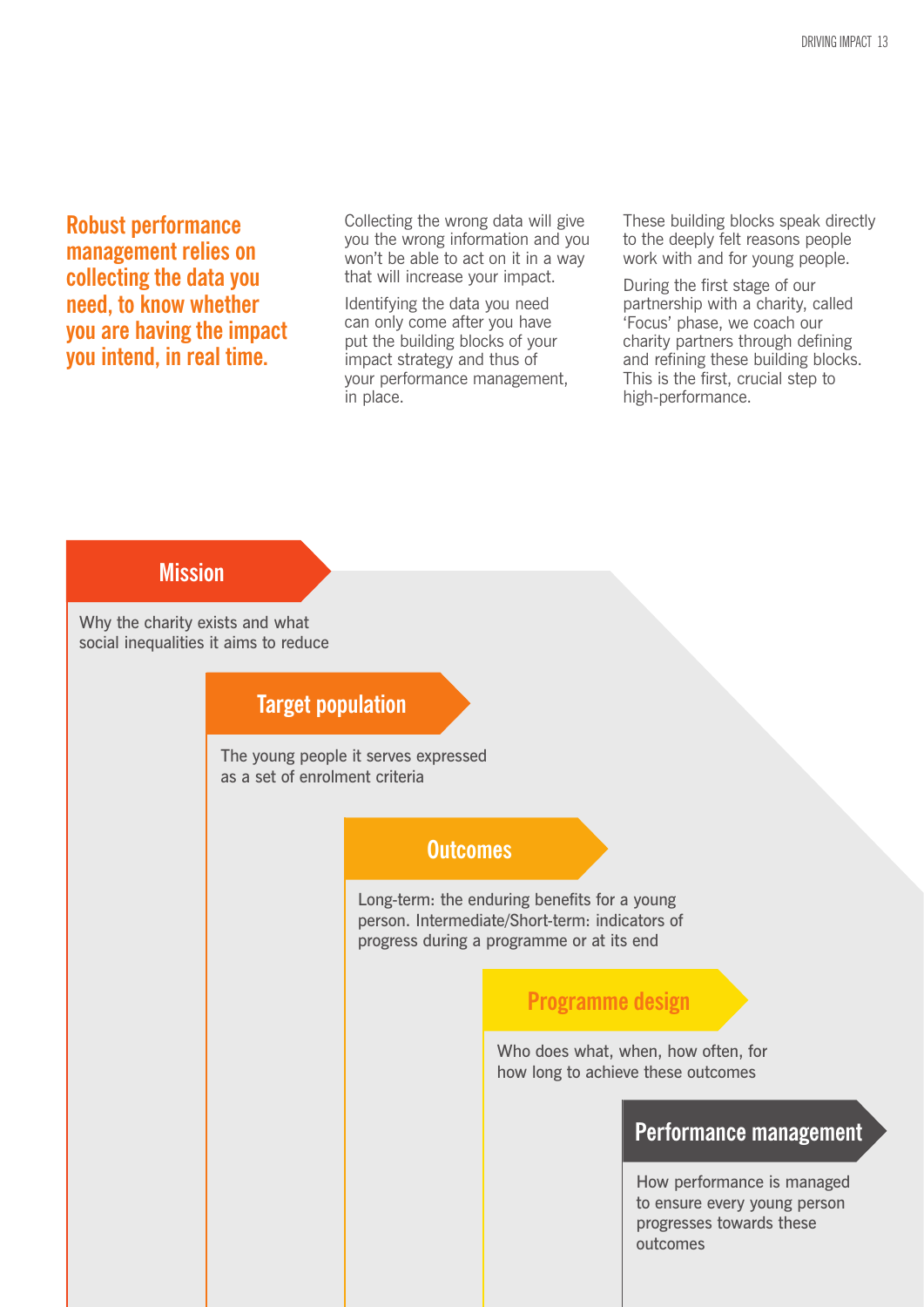**Robust performance management relies on collecting the data you need, to know whether you are having the impact you intend, in real time.**

Collecting the wrong data will give you the wrong information and you won't be able to act on it in a way that will increase your impact.

Identifying the data you need can only come after you have put the building blocks of your impact strategy and thus of your performance management, in place.

These building blocks speak directly to the deeply felt reasons people work with and for young people.

During the first stage of our partnership with a charity, called 'Focus' phase, we coach our charity partners through defining and refining these building blocks. This is the first, crucial step to high-performance.

### Mission

Why the charity exists and what social inequalities it aims to reduce

### Target population

The young people it serves expressed as a set of enrolment criteria

### Outcomes

Long-term: the enduring benefits for a young person. Intermediate/Short-term: indicators of progress during a programme or at its end

### Programme design

Who does what, when, how often, for how long to achieve these outcomes

### Performance management

How performance is managed to ensure every young person progresses towards these outcomes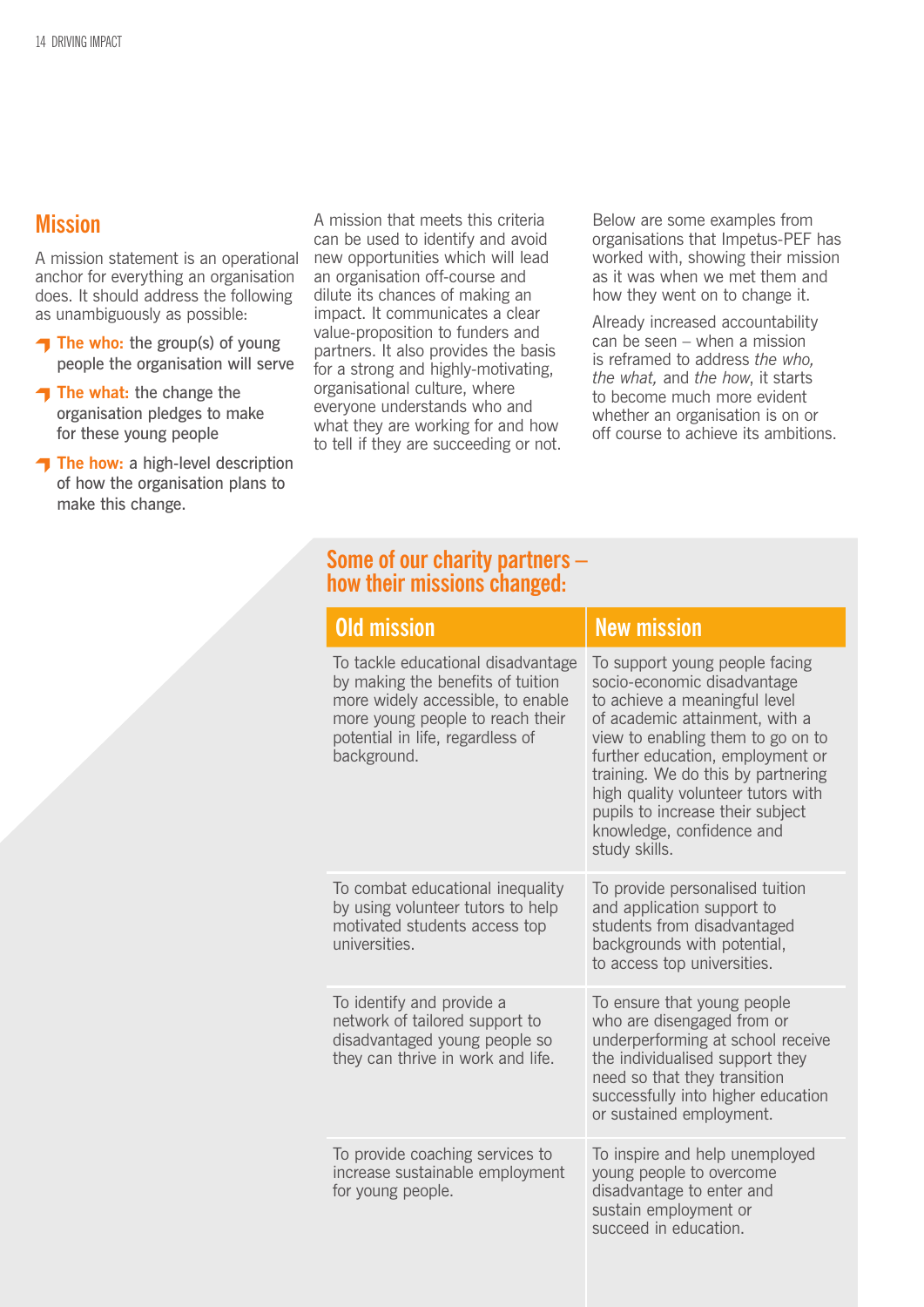## Mission

A mission statement is an operational anchor for everything an organisation does. It should address the following as unambiguously as possible:

- **The who:** the group(s) of young people the organisation will serve
- **The what:** the change the organisation pledges to make for these young people
- **The how:** a high-level description of how the organisation plans to make this change.

A mission that meets this criteria can be used to identify and avoid new opportunities which will lead an organisation off-course and dilute its chances of making an impact. It communicates a clear value-proposition to funders and partners. It also provides the basis for a strong and highly-motivating, organisational culture, where everyone understands who and what they are working for and how to tell if they are succeeding or not.

Below are some examples from organisations that Impetus-PEF has worked with, showing their mission as it was when we met them and how they went on to change it.

Already increased accountability can be seen – when a mission is reframed to address *the who, the what,* and *the how*, it starts to become much more evident whether an organisation is on or off course to achieve its ambitions.

### Some of our charity partners – how their missions changed:

| Old mission | New mission |
| --- | --- |
| To tackle educational disadvantage by making the benefits of tuition more widely accessible, to enable more young people to reach their potential in life, regardless of background. | To support young people facing socio-economic disadvantage to achieve a meaningful level of academic attainment, with a view to enabling them to go on to further education, employment or training. We do this by partnering high quality volunteer tutors with pupils to increase their subject knowledge, confidence and study skills. |
| To combat educational inequality by using volunteer tutors to help motivated students access top universities. | To provide personalised tuition and application support to students from disadvantaged backgrounds with potential, to access top universities. |
| To identify and provide a network of tailored support to disadvantaged young people so they can thrive in work and life. | To ensure that young people who are disengaged from or underperforming at school receive the individualised support they need so that they transition successfully into higher education or sustained employment. |
| To provide coaching services to increase sustainable employment for young people. | To inspire and help unemployed young people to overcome disadvantage to enter and sustain employment or succeed in education. |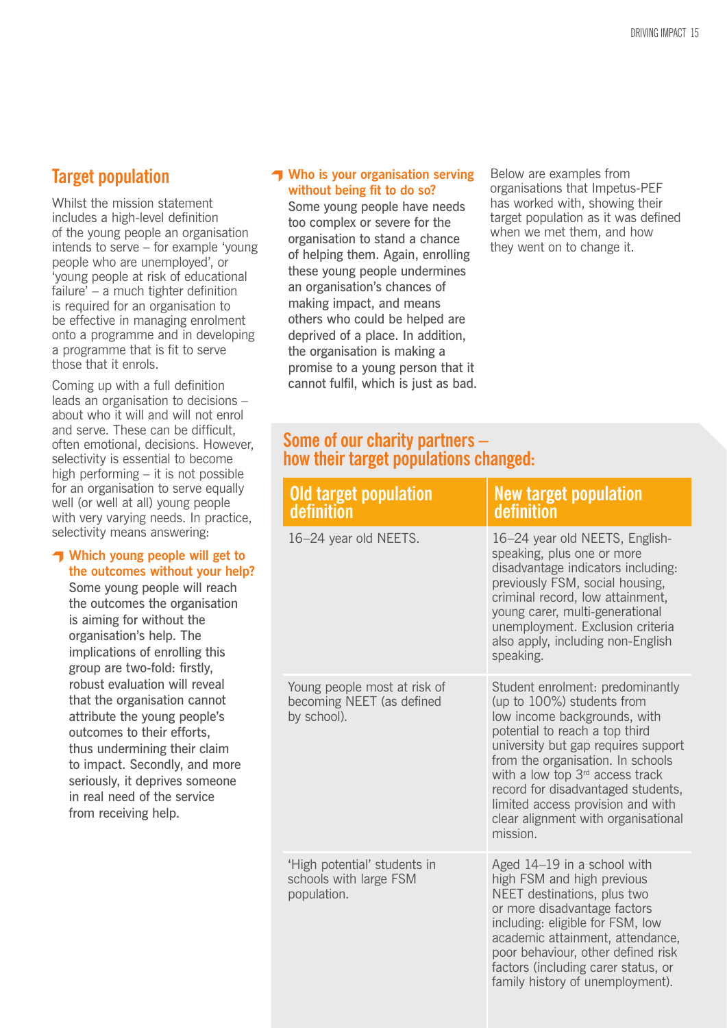## Target population

Whilst the mission statement includes a high-level definition of the young people an organisation intends to serve – for example 'young people who are unemployed', or 'young people at risk of educational failure' – a much tighter definition is required for an organisation to be effective in managing enrolment onto a programme and in developing a programme that is fit to serve those that it enrols.

Coming up with a full definition leads an organisation to decisions – about who it will and will not enrol and serve. These can be difficult, often emotional, decisions. However, selectivity is essential to become high performing – it is not possible for an organisation to serve equally well (or well at all) young people with very varying needs. In practice, selectivity means answering:

- **Which young people will get to the outcomes without your help?**
  Some young people will reach the outcomes the organisation is aiming for without the organisation's help. The implications of enrolling this group are two-fold: firstly, robust evaluation will reveal that the organisation cannot attribute the young people's outcomes to their efforts, thus undermining their claim to impact. Secondly, and more seriously, it deprives someone in real need of the service from receiving help.

- **Who is your organisation serving without being fit to do so?**
  Some young people have needs too complex or severe for the organisation to stand a chance of helping them. Again, enrolling these young people undermines an organisation's chances of making impact, and means others who could be helped are deprived of a place. In addition, the organisation is making a promise to a young person that it cannot fulfil, which is just as bad.

Below are examples from organisations that Impetus-PEF has worked with, showing their target population as it was defined when we met them, and how they went on to change it.

### Some of our charity partners – how their target populations changed:

| Old target population definition | New target population definition |
|---|---|
| 16–24 year old NEETS. | 16–24 year old NEETS, English-speaking, plus one or more disadvantage indicators including: previously FSM, social housing, criminal record, low attainment, young carer, multi-generational unemployment. Exclusion criteria also apply, including non-English speaking. |
| Young people most at risk of becoming NEET (as defined by school). | Student enrolment: predominantly (up to 100%) students from low income backgrounds, with potential to reach a top third university but gap requires support from the organisation. In schools with a low top 3rd access track record for disadvantaged students, limited access provision and with clear alignment with organisational mission. |
| 'High potential' students in schools with large FSM population. | Aged 14–19 in a school with high FSM and high previous NEET destinations, plus two or more disadvantage factors including: eligible for FSM, low academic attainment, attendance, poor behaviour, other defined risk factors (including carer status, or family history of unemployment). |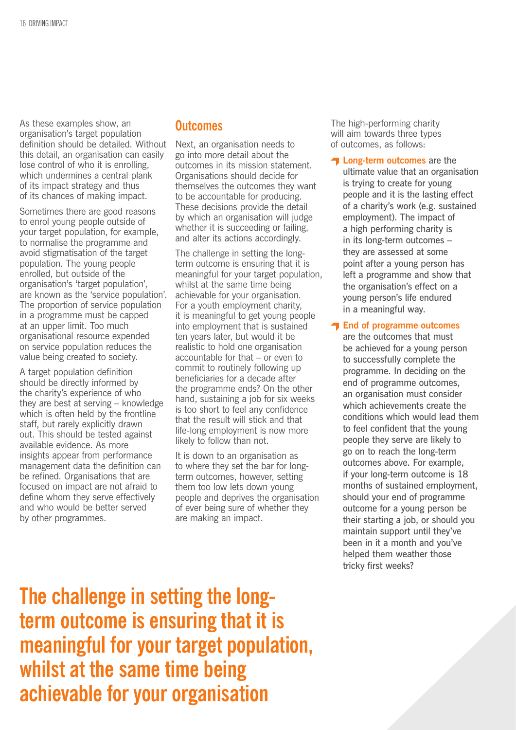As these examples show, an organisation's target population definition should be detailed. Without this detail, an organisation can easily lose control of who it is enrolling, which undermines a central plank of its impact strategy and thus of its chances of making impact.

Sometimes there are good reasons to enrol young people outside of your target population, for example, to normalise the programme and avoid stigmatisation of the target population. The young people enrolled, but outside of the organisation's 'target population', are known as the 'service population'. The proportion of service population in a programme must be capped at an upper limit. Too much organisational resource expended on service population reduces the value being created to society.

A target population definition should be directly informed by the charity's experience of who they are best at serving – knowledge which is often held by the frontline staff, but rarely explicitly drawn out. This should be tested against available evidence. As more insights appear from performance management data the definition can be refined. Organisations that are focused on impact are not afraid to define whom they serve effectively and who would be better served by other programmes.

## Outcomes

Next, an organisation needs to go into more detail about the outcomes in its mission statement. Organisations should decide for themselves the outcomes they want to be accountable for producing. These decisions provide the detail by which an organisation will judge whether it is succeeding or failing, and alter its actions accordingly.

The challenge in setting the long-term outcome is ensuring that it is meaningful for your target population, whilst at the same time being achievable for your organisation. For a youth employment charity, it is meaningful to get young people into employment that is sustained ten years later, but would it be realistic to hold one organisation accountable for that – or even to commit to routinely following up beneficiaries for a decade after the programme ends? On the other hand, sustaining a job for six weeks is too short to feel any confidence that the result will stick and that life-long employment is now more likely to follow than not.

It is down to an organisation as to where they set the bar for long-term outcomes, however, setting them too low lets down young people and deprives the organisation of ever being sure of whether they are making an impact.

The high-performing charity will aim towards three types of outcomes, as follows:

- **Long-term outcomes** are the ultimate value that an organisation is trying to create for young people and it is the lasting effect of a charity's work (e.g. sustained employment). The impact of a high performing charity is in its long-term outcomes – they are assessed at some point after a young person has left a programme and show that the organisation's effect on a young person's life endured in a meaningful way.
- **End of programme outcomes** are the outcomes that must be achieved for a young person to successfully complete the programme. In deciding on the end of programme outcomes, an organisation must consider which achievements create the conditions which would lead them to feel confident that the young people they serve are likely to go on to reach the long-term outcomes above. For example, if your long-term outcome is 18 months of sustained employment, should your end of programme outcome for a young person be their starting a job, or should you maintain support until they've been in it a month and you've helped them weather those tricky first weeks?

**The challenge in setting the long-term outcome is ensuring that it is meaningful for your target population, whilst at the same time being achievable for your organisation**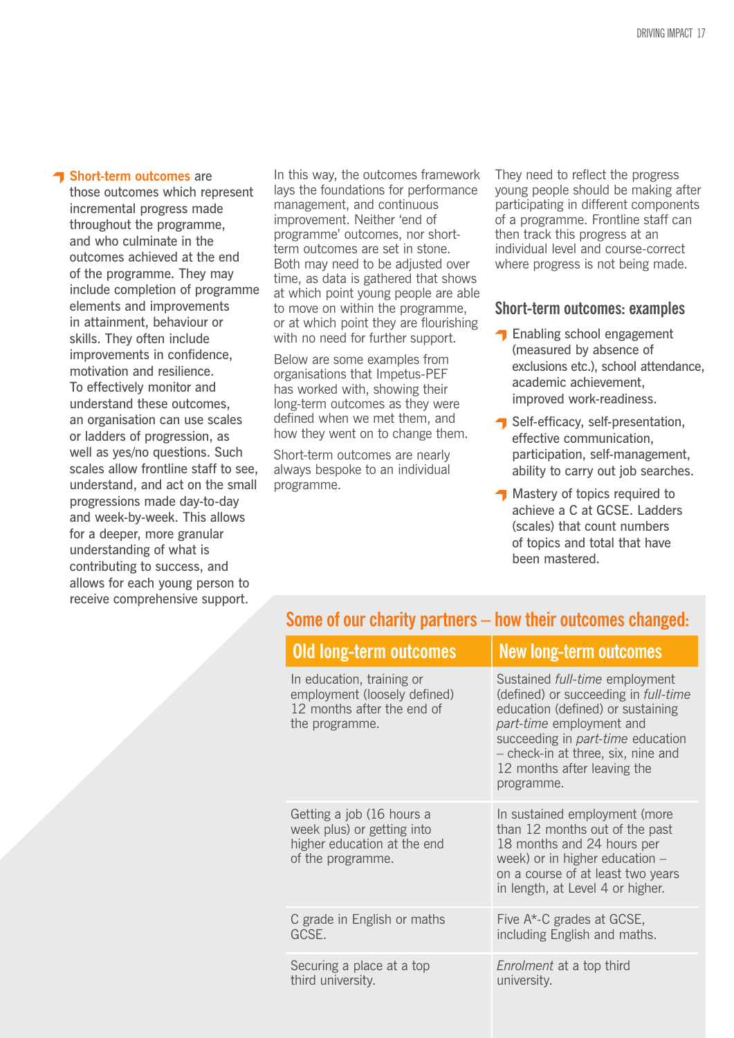- **Short-term outcomes** are those outcomes which represent incremental progress made throughout the programme, and who culminate in the outcomes achieved at the end of the programme. They may include completion of programme elements and improvements in attainment, behaviour or skills. They often include improvements in confidence, motivation and resilience. To effectively monitor and understand these outcomes, an organisation can use scales or ladders of progression, as well as yes/no questions. Such scales allow frontline staff to see, understand, and act on the small progressions made day-to-day and week-by-week. This allows for a deeper, more granular understanding of what is contributing to success, and allows for each young person to receive comprehensive support.

In this way, the outcomes framework lays the foundations for performance management, and continuous improvement. Neither 'end of programme' outcomes, nor short-term outcomes are set in stone. Both may need to be adjusted over time, as data is gathered that shows at which point young people are able to move on within the programme, or at which point they are flourishing with no need for further support.

Below are some examples from organisations that Impetus-PEF has worked with, showing their long-term outcomes as they were defined when we met them, and how they went on to change them.

Short-term outcomes are nearly always bespoke to an individual programme. They need to reflect the progress young people should be making after participating in different components of a programme. Frontline staff can then track this progress at an individual level and course-correct where progress is not being made.

### Short-term outcomes: examples

- Enabling school engagement (measured by absence of exclusions etc.), school attendance, academic achievement, improved work-readiness.
- Self-efficacy, self-presentation, effective communication, participation, self-management, ability to carry out job searches.
- Mastery of topics required to achieve a C at GCSE. Ladders (scales) that count numbers of topics and total that have been mastered.

## Some of our charity partners – how their outcomes changed:

| Old long-term outcomes | New long-term outcomes |
|---|---|
| In education, training or employment (loosely defined) 12 months after the end of the programme. | Sustained *full-time* employment (defined) or succeeding in *full-time* education (defined) or sustaining *part-time* employment and succeeding in *part-time* education – check-in at three, six, nine and 12 months after leaving the programme. |
| Getting a job (16 hours a week plus) or getting into higher education at the end of the programme. | In sustained employment (more than 12 months out of the past 18 months and 24 hours per week) or in higher education – on a course of at least two years in length, at Level 4 or higher. |
| C grade in English or maths GCSE. | Five A*-C grades at GCSE, including English and maths. |
| Securing a place at a top third university. | *Enrolment* at a top third university. |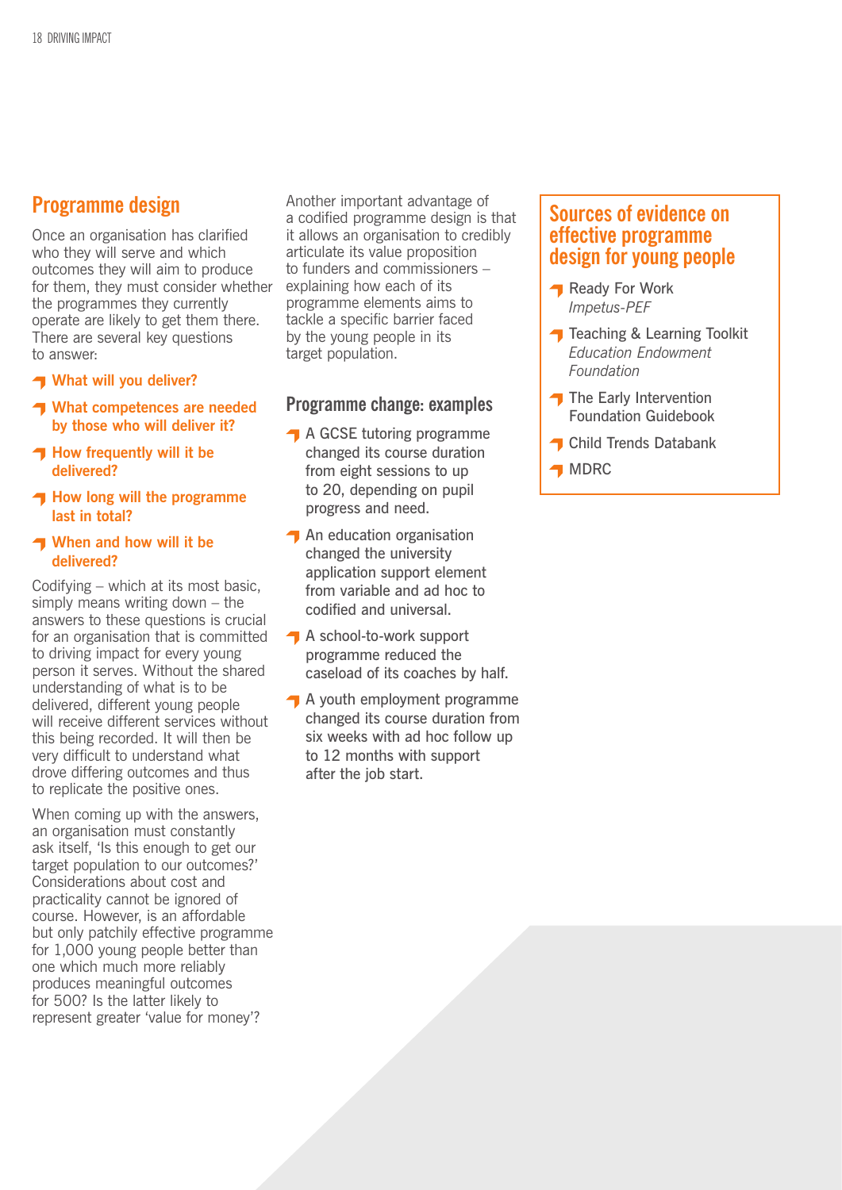## Programme design

Once an organisation has clarified who they will serve and which outcomes they will aim to produce for them, they must consider whether the programmes they currently operate are likely to get them there. There are several key questions to answer:

- **What will you deliver?**
- **What competences are needed by those who will deliver it?**
- **How frequently will it be delivered?**
- **How long will the programme last in total?**
- **When and how will it be delivered?**

Codifying – which at its most basic, simply means writing down – the answers to these questions is crucial for an organisation that is committed to driving impact for every young person it serves. Without the shared understanding of what is to be delivered, different young people will receive different services without this being recorded. It will then be very difficult to understand what drove differing outcomes and thus to replicate the positive ones.

When coming up with the answers, an organisation must constantly ask itself, 'Is this enough to get our target population to our outcomes?' Considerations about cost and practicality cannot be ignored of course. However, is an affordable but only patchily effective programme for 1,000 young people better than one which much more reliably produces meaningful outcomes for 500? Is the latter likely to represent greater 'value for money'?

Another important advantage of a codified programme design is that it allows an organisation to credibly articulate its value proposition to funders and commissioners – explaining how each of its programme elements aims to tackle a specific barrier faced by the young people in its target population.

### Programme change: examples

- A GCSE tutoring programme changed its course duration from eight sessions to up to 20, depending on pupil progress and need.
- An education organisation changed the university application support element from variable and ad hoc to codified and universal.
- A school-to-work support programme reduced the caseload of its coaches by half.
- A youth employment programme changed its course duration from six weeks with ad hoc follow up to 12 months with support after the job start.

### Sources of evidence on effective programme design for young people

- Ready For Work *Impetus-PEF*
- Teaching & Learning Toolkit *Education Endowment Foundation*
- The Early Intervention Foundation Guidebook
- Child Trends Databank
- MDRC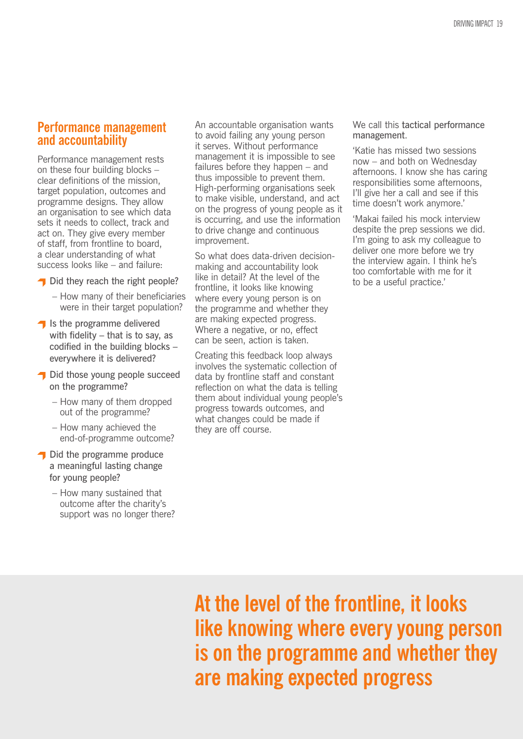## Performance management and accountability

Performance management rests on these four building blocks – clear definitions of the mission, target population, outcomes and programme designs. They allow an organisation to see which data sets it needs to collect, track and act on. They give every member of staff, from frontline to board, a clear understanding of what success looks like – and failure:

- Did they reach the right people?
  - How many of their beneficiaries were in their target population?
- Is the programme delivered with fidelity – that is to say, as codified in the building blocks – everywhere it is delivered?
- Did those young people succeed on the programme?
  - How many of them dropped out of the programme?
  - How many achieved the end-of-programme outcome?
- Did the programme produce a meaningful lasting change for young people?
  - How many sustained that outcome after the charity's support was no longer there?

An accountable organisation wants to avoid failing any young person it serves. Without performance management it is impossible to see failures before they happen – and thus impossible to prevent them. High-performing organisations seek to make visible, understand, and act on the progress of young people as it is occurring, and use the information to drive change and continuous improvement.

So what does data-driven decision-making and accountability look like in detail? At the level of the frontline, it looks like knowing where every young person is on the programme and whether they are making expected progress. Where a negative, or no, effect can be seen, action is taken.

Creating this feedback loop always involves the systematic collection of data by frontline staff and constant reflection on what the data is telling them about individual young people's progress towards outcomes, and what changes could be made if they are off course.

We call this tactical performance management.

'Katie has missed two sessions now – and both on Wednesday afternoons. I know she has caring responsibilities some afternoons, I'll give her a call and see if this time doesn't work anymore.'

'Makai failed his mock interview despite the prep sessions we did. I'm going to ask my colleague to deliver one more before we try the interview again. I think he's too comfortable with me for it to be a useful practice.'

**At the level of the frontline, it looks like knowing where every young person is on the programme and whether they are making expected progress**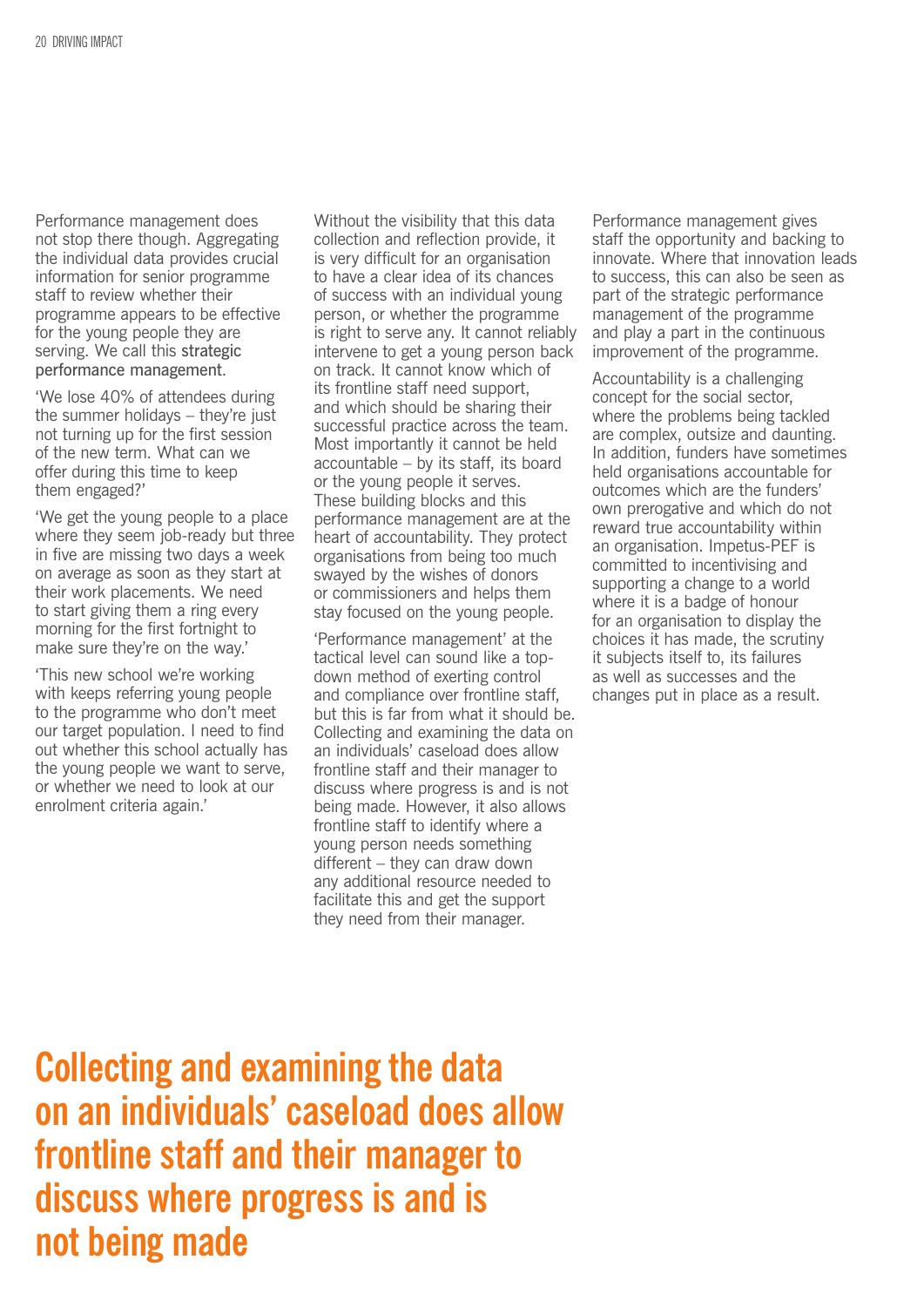Performance management does not stop there though. Aggregating the individual data provides crucial information for senior programme staff to review whether their programme appears to be effective for the young people they are serving. We call this **strategic performance management**.

'We lose 40% of attendees during the summer holidays – they're just not turning up for the first session of the new term. What can we offer during this time to keep them engaged?'

'We get the young people to a place where they seem job-ready but three in five are missing two days a week on average as soon as they start at their work placements. We need to start giving them a ring every morning for the first fortnight to make sure they're on the way.'

'This new school we're working with keeps referring young people to the programme who don't meet our target population. I need to find out whether this school actually has the young people we want to serve, or whether we need to look at our enrolment criteria again.'

Without the visibility that this data collection and reflection provide, it is very difficult for an organisation to have a clear idea of its chances of success with an individual young person, or whether the programme is right to serve any. It cannot reliably intervene to get a young person back on track. It cannot know which of its frontline staff need support, and which should be sharing their successful practice across the team. Most importantly it cannot be held accountable – by its staff, its board or the young people it serves. These building blocks and this performance management are at the heart of accountability. They protect organisations from being too much swayed by the wishes of donors or commissioners and helps them stay focused on the young people.

'Performance management' at the tactical level can sound like a top-down method of exerting control and compliance over frontline staff, but this is far from what it should be. Collecting and examining the data on an individuals' caseload does allow frontline staff and their manager to discuss where progress is and is not being made. However, it also allows frontline staff to identify where a young person needs something different – they can draw down any additional resource needed to facilitate this and get the support they need from their manager.

Performance management gives staff the opportunity and backing to innovate. Where that innovation leads to success, this can also be seen as part of the strategic performance management of the programme and play a part in the continuous improvement of the programme.

Accountability is a challenging concept for the social sector, where the problems being tackled are complex, outsize and daunting. In addition, funders have sometimes held organisations accountable for outcomes which are the funders' own prerogative and which do not reward true accountability within an organisation. Impetus-PEF is committed to incentivising and supporting a change to a world where it is a badge of honour for an organisation to display the choices it has made, the scrutiny it subjects itself to, its failures as well as successes and the changes put in place as a result.

## Collecting and examining the data on an individuals' caseload does allow frontline staff and their manager to discuss where progress is and is not being made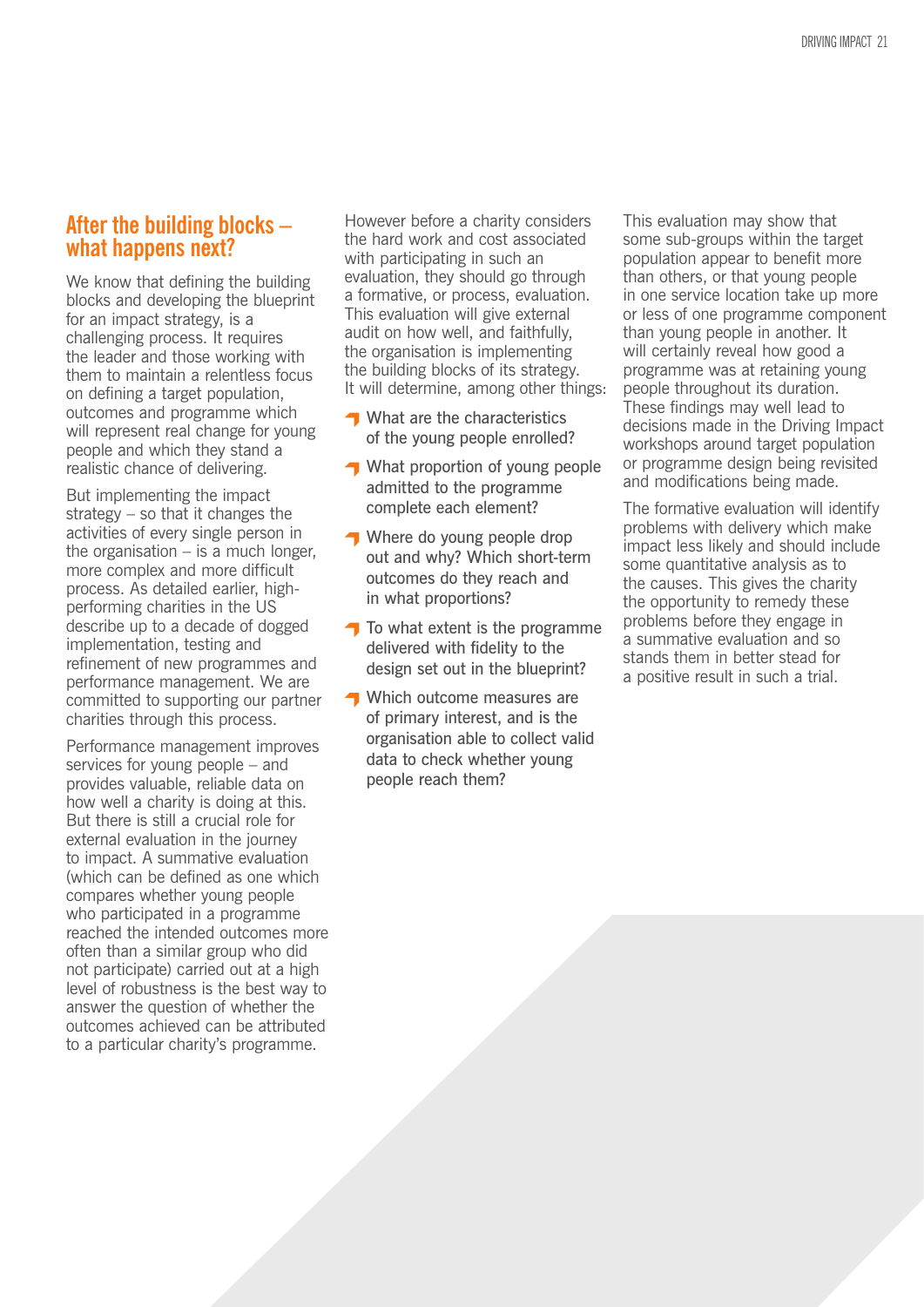## After the building blocks – what happens next?

We know that defining the building blocks and developing the blueprint for an impact strategy, is a challenging process. It requires the leader and those working with them to maintain a relentless focus on defining a target population, outcomes and programme which will represent real change for young people and which they stand a realistic chance of delivering.

But implementing the impact strategy – so that it changes the activities of every single person in the organisation – is a much longer, more complex and more difficult process. As detailed earlier, high-performing charities in the US describe up to a decade of dogged implementation, testing and refinement of new programmes and performance management. We are committed to supporting our partner charities through this process.

Performance management improves services for young people – and provides valuable, reliable data on how well a charity is doing at this. But there is still a crucial role for external evaluation in the journey to impact. A summative evaluation (which can be defined as one which compares whether young people who participated in a programme reached the intended outcomes more often than a similar group who did not participate) carried out at a high level of robustness is the best way to answer the question of whether the outcomes achieved can be attributed to a particular charity's programme.

However before a charity considers the hard work and cost associated with participating in such an evaluation, they should go through a formative, or process, evaluation. This evaluation will give external audit on how well, and faithfully, the organisation is implementing the building blocks of its strategy. It will determine, among other things:

- What are the characteristics of the young people enrolled?
- What proportion of young people admitted to the programme complete each element?
- Where do young people drop out and why? Which short-term outcomes do they reach and in what proportions?
- To what extent is the programme delivered with fidelity to the design set out in the blueprint?
- Which outcome measures are of primary interest, and is the organisation able to collect valid data to check whether young people reach them?

This evaluation may show that some sub-groups within the target population appear to benefit more than others, or that young people in one service location take up more or less of one programme component than young people in another. It will certainly reveal how good a programme was at retaining young people throughout its duration. These findings may well lead to decisions made in the Driving Impact workshops around target population or programme design being revisited and modifications being made.

The formative evaluation will identify problems with delivery which make impact less likely and should include some quantitative analysis as to the causes. This gives the charity the opportunity to remedy these problems before they engage in a summative evaluation and so stands them in better stead for a positive result in such a trial.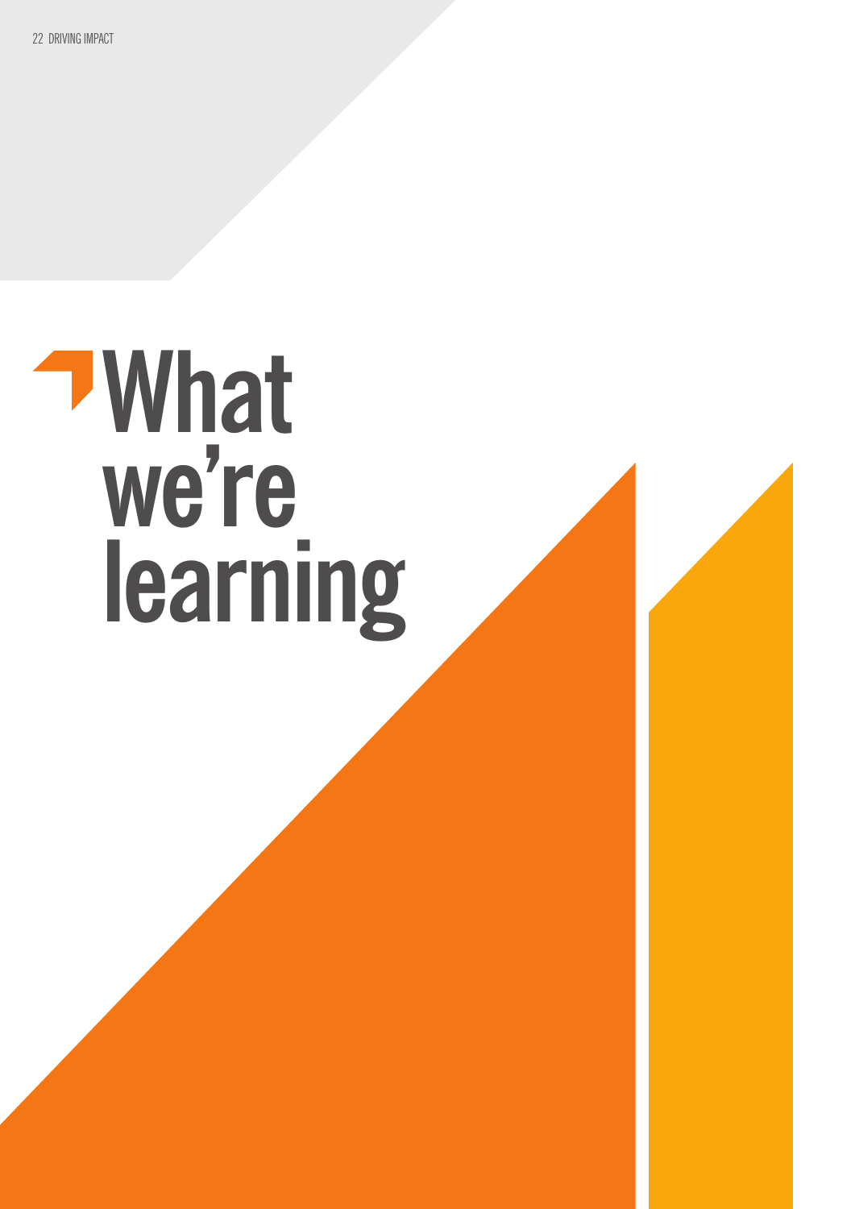# What we're learning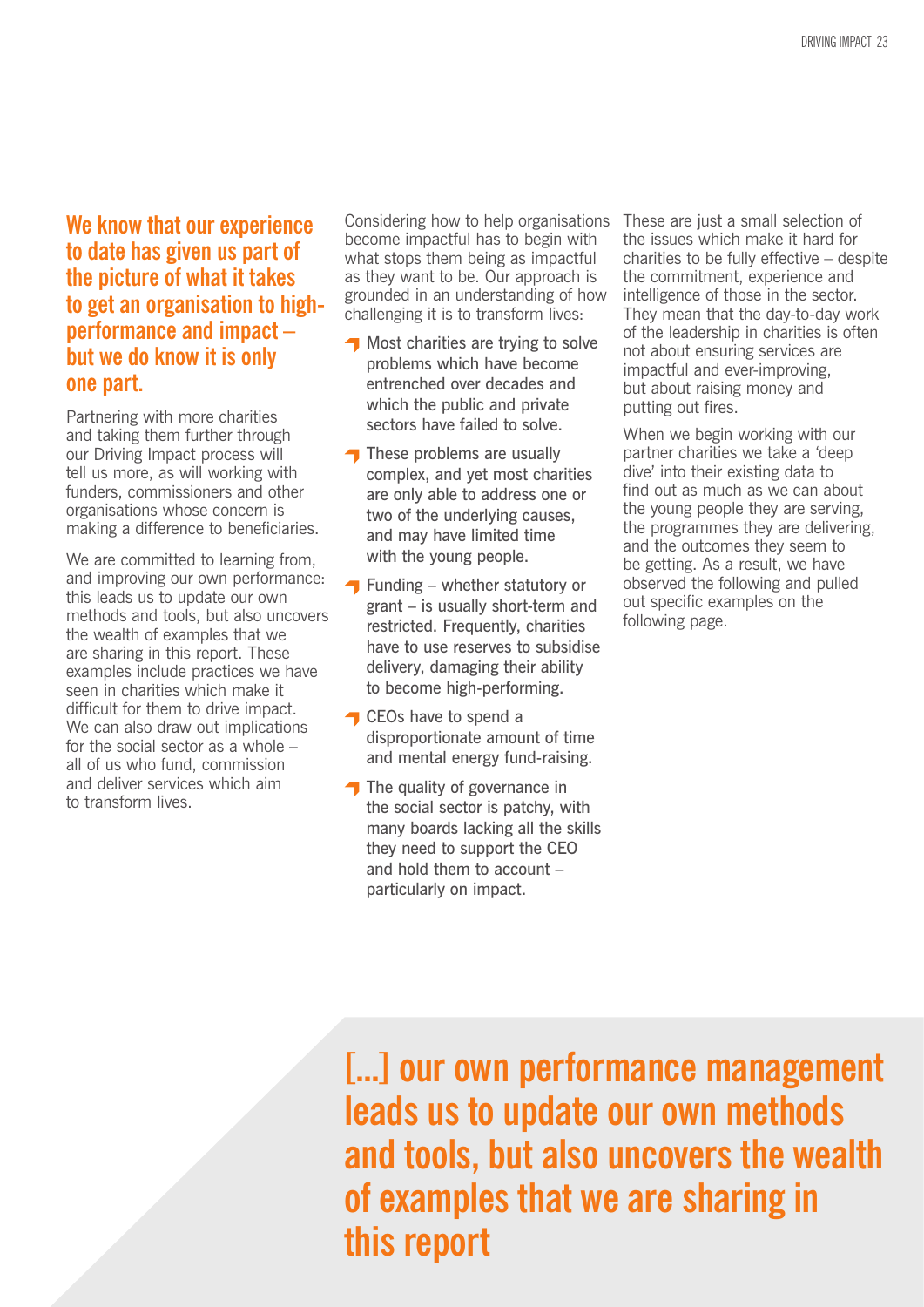**We know that our experience to date has given us part of the picture of what it takes to get an organisation to high-performance and impact – but we do know it is only one part.**

Partnering with more charities and taking them further through our Driving Impact process will tell us more, as will working with funders, commissioners and other organisations whose concern is making a difference to beneficiaries.

We are committed to learning from, and improving our own performance: this leads us to update our own methods and tools, but also uncovers the wealth of examples that we are sharing in this report. These examples include practices we have seen in charities which make it difficult for them to drive impact. We can also draw out implications for the social sector as a whole – all of us who fund, commission and deliver services which aim to transform lives.

Considering how to help organisations become impactful has to begin with what stops them being as impactful as they want to be. Our approach is grounded in an understanding of how challenging it is to transform lives:

- Most charities are trying to solve problems which have become entrenched over decades and which the public and private sectors have failed to solve.
- These problems are usually complex, and yet most charities are only able to address one or two of the underlying causes, and may have limited time with the young people.
- Funding – whether statutory or grant – is usually short-term and restricted. Frequently, charities have to use reserves to subsidise delivery, damaging their ability to become high-performing.
- CEOs have to spend a disproportionate amount of time and mental energy fund-raising.
- The quality of governance in the social sector is patchy, with many boards lacking all the skills they need to support the CEO and hold them to account – particularly on impact.

These are just a small selection of the issues which make it hard for charities to be fully effective – despite the commitment, experience and intelligence of those in the sector. They mean that the day-to-day work of the leadership in charities is often not about ensuring services are impactful and ever-improving, but about raising money and putting out fires.

When we begin working with our partner charities we take a 'deep dive' into their existing data to find out as much as we can about the young people they are serving, the programmes they are delivering, and the outcomes they seem to be getting. As a result, we have observed the following and pulled out specific examples on the following page.

**[...] our own performance management leads us to update our own methods and tools, but also uncovers the wealth of examples that we are sharing in this report**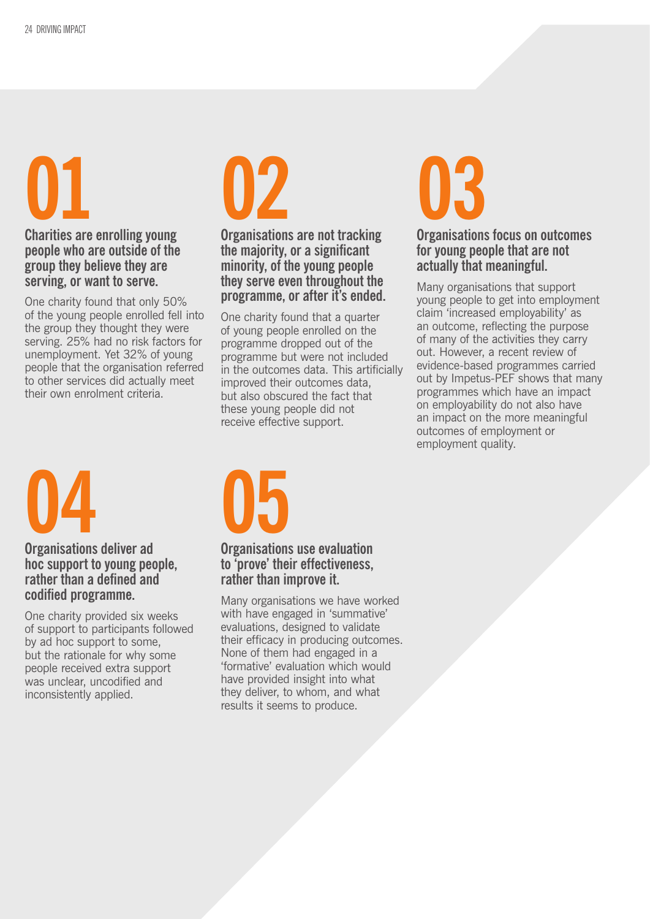## 01

### Charities are enrolling young people who are outside of the group they believe they are serving, or want to serve.

One charity found that only 50% of the young people enrolled fell into the group they thought they were serving. 25% had no risk factors for unemployment. Yet 32% of young people that the organisation referred to other services did actually meet their own enrolment criteria.

## 02

### Organisations are not tracking the majority, or a significant minority, of the young people they serve even throughout the programme, or after it's ended.

One charity found that a quarter of young people enrolled on the programme dropped out of the programme but were not included in the outcomes data. This artificially improved their outcomes data, but also obscured the fact that these young people did not receive effective support.

## 03

### Organisations focus on outcomes for young people that are not actually that meaningful.

Many organisations that support young people to get into employment claim 'increased employability' as an outcome, reflecting the purpose of many of the activities they carry out. However, a recent review of evidence-based programmes carried out by Impetus-PEF shows that many programmes which have an impact on employability do not also have an impact on the more meaningful outcomes of employment or employment quality.

## 04

### Organisations deliver ad hoc support to young people, rather than a defined and codified programme.

One charity provided six weeks of support to participants followed by ad hoc support to some, but the rationale for why some people received extra support was unclear, uncodified and inconsistently applied.

## 05

### Organisations use evaluation to 'prove' their effectiveness, rather than improve it.

Many organisations we have worked with have engaged in 'summative' evaluations, designed to validate their efficacy in producing outcomes. None of them had engaged in a 'formative' evaluation which would have provided insight into what they deliver, to whom, and what results it seems to produce.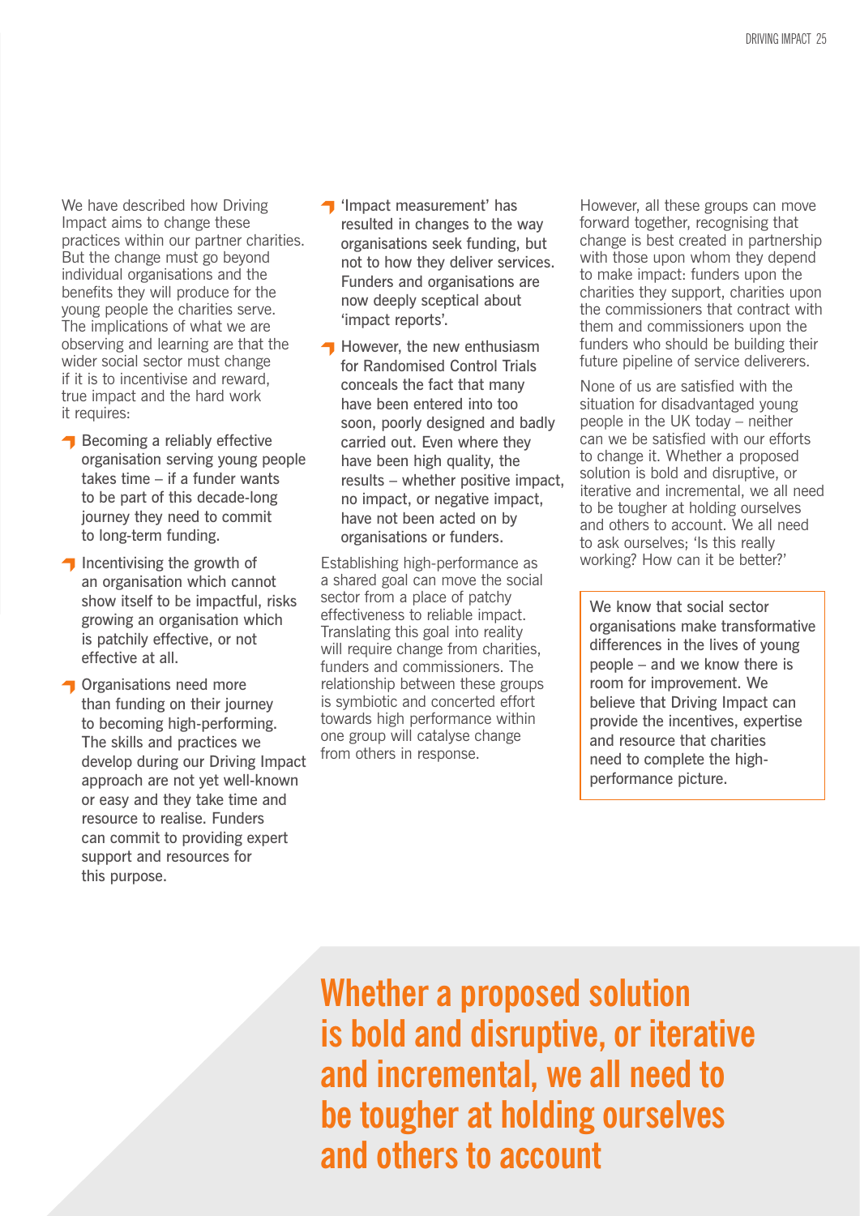We have described how Driving Impact aims to change these practices within our partner charities. But the change must go beyond individual organisations and the benefits they will produce for the young people the charities serve. The implications of what we are observing and learning are that the wider social sector must change if it is to incentivise and reward, true impact and the hard work it requires:

- Becoming a reliably effective organisation serving young people takes time – if a funder wants to be part of this decade-long journey they need to commit to long-term funding.
- Incentivising the growth of an organisation which cannot show itself to be impactful, risks growing an organisation which is patchily effective, or not effective at all.
- Organisations need more than funding on their journey to becoming high-performing. The skills and practices we develop during our Driving Impact approach are not yet well-known or easy and they take time and resource to realise. Funders can commit to providing expert support and resources for this purpose.
- 'Impact measurement' has resulted in changes to the way organisations seek funding, but not to how they deliver services. Funders and organisations are now deeply sceptical about 'impact reports'.
- However, the new enthusiasm for Randomised Control Trials conceals the fact that many have been entered into too soon, poorly designed and badly carried out. Even where they have been high quality, the results – whether positive impact, no impact, or negative impact, have not been acted on by organisations or funders.

Establishing high-performance as a shared goal can move the social sector from a place of patchy effectiveness to reliable impact. Translating this goal into reality will require change from charities, funders and commissioners. The relationship between these groups is symbiotic and concerted effort towards high performance within one group will catalyse change from others in response.

However, all these groups can move forward together, recognising that change is best created in partnership with those upon whom they depend to make impact: funders upon the charities they support, charities upon the commissioners that contract with them and commissioners upon the funders who should be building their future pipeline of service deliverers.

None of us are satisfied with the situation for disadvantaged young people in the UK today – neither can we be satisfied with our efforts to change it. Whether a proposed solution is bold and disruptive, or iterative and incremental, we all need to be tougher at holding ourselves and others to account. We all need to ask ourselves; 'Is this really working? How can it be better?'

> We know that social sector organisations make transformative differences in the lives of young people – and we know there is room for improvement. We believe that Driving Impact can provide the incentives, expertise and resource that charities need to complete the high-performance picture.

**Whether a proposed solution is bold and disruptive, or iterative and incremental, we all need to be tougher at holding ourselves and others to account**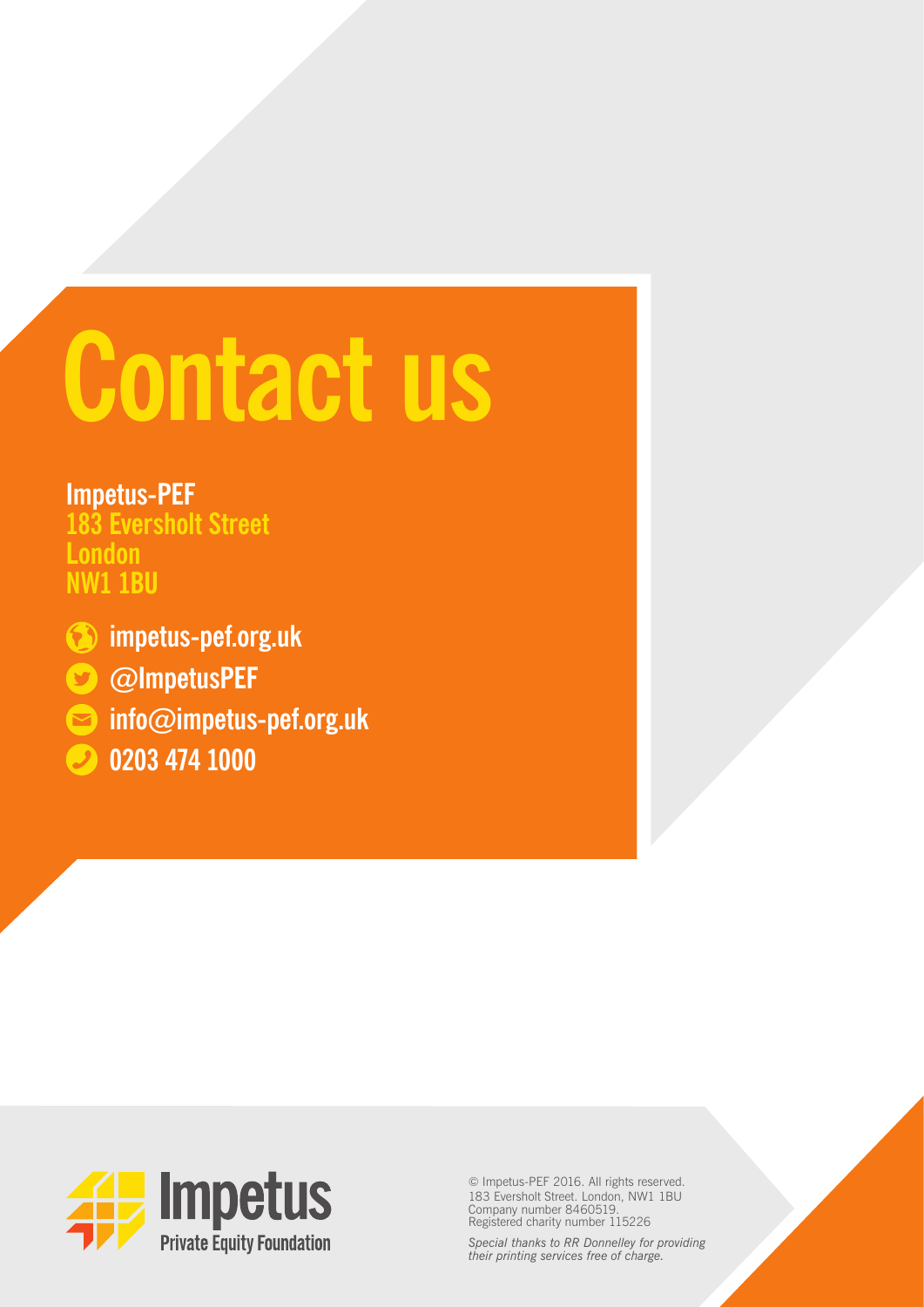# Contact us

**Impetus-PEF**
183 Eversholt Street
London
NW1 1BU

impetus-pef.org.uk
@ImpetusPEF
info@impetus-pef.org.uk
0203 474 1000

Impetus
Private Equity Foundation

© Impetus-PEF 2016. All rights reserved.
183 Eversholt Street. London, NW1 1BU
Company number 8460519.
Registered charity number 115226

*Special thanks to RR Donnelley for providing their printing services free of charge.*